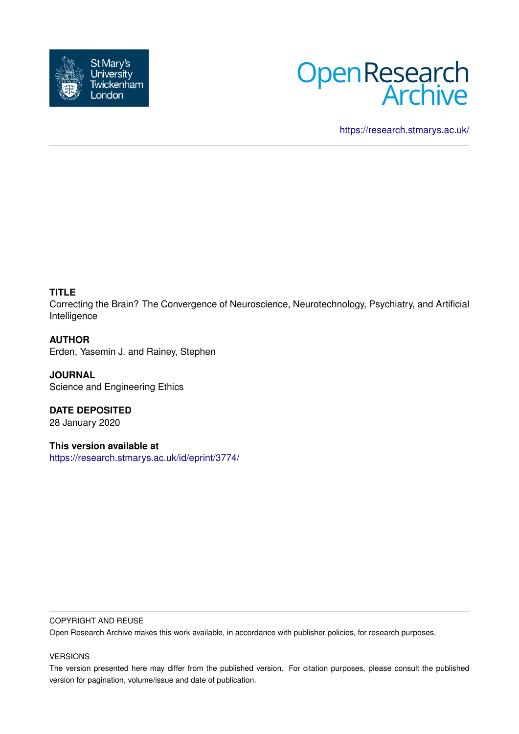St Mary's University Twickenham London

Open Research Archive

https://research.stmarys.ac.uk/

**TITLE**

Correcting the Brain? The Convergence of Neuroscience, Neurotechnology, Psychiatry, and Artificial Intelligence

**AUTHOR**

Erden, Yasemin J. and Rainey, Stephen

**JOURNAL**

Science and Engineering Ethics

**DATE DEPOSITED**

28 January 2020

**This version available at**

https://research.stmarys.ac.uk/id/eprint/3774/

COPYRIGHT AND REUSE

Open Research Archive makes this work available, in accordance with publisher policies, for research purposes.

VERSIONS

The version presented here may differ from the published version. For citation purposes, please consult the published version for pagination, volume/issue and date of publication.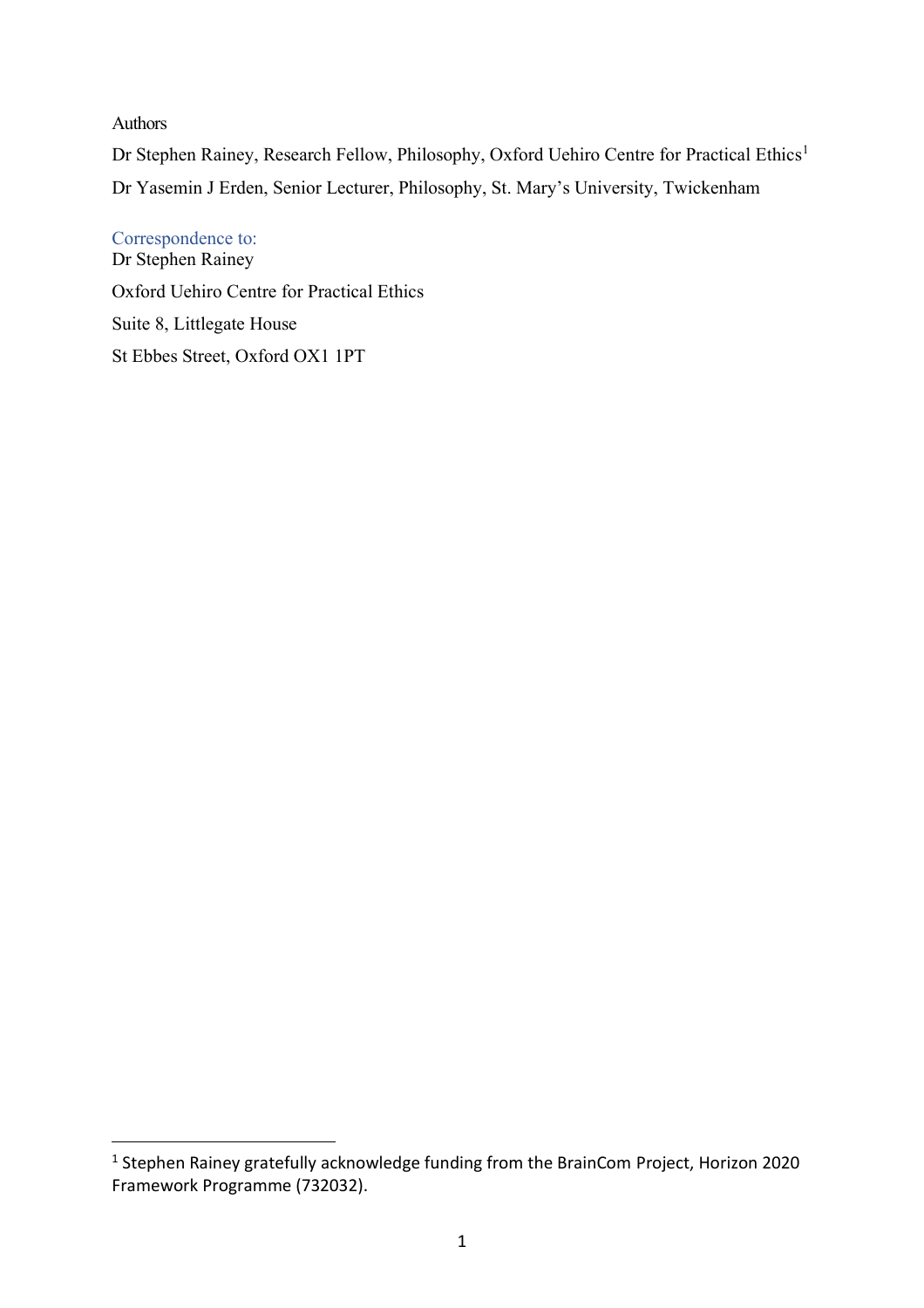Authors

Dr Stephen Rainey, Research Fellow, Philosophy, Oxford Uehiro Centre for Practical Ethics[1]

Dr Yasemin J Erden, Senior Lecturer, Philosophy, St. Mary's University, Twickenham

Correspondence to:

Dr Stephen Rainey

Oxford Uehiro Centre for Practical Ethics

Suite 8, Littlegate House

St Ebbes Street, Oxford OX1 1PT

[1] Stephen Rainey gratefully acknowledge funding from the BrainCom Project, Horizon 2020 Framework Programme (732032).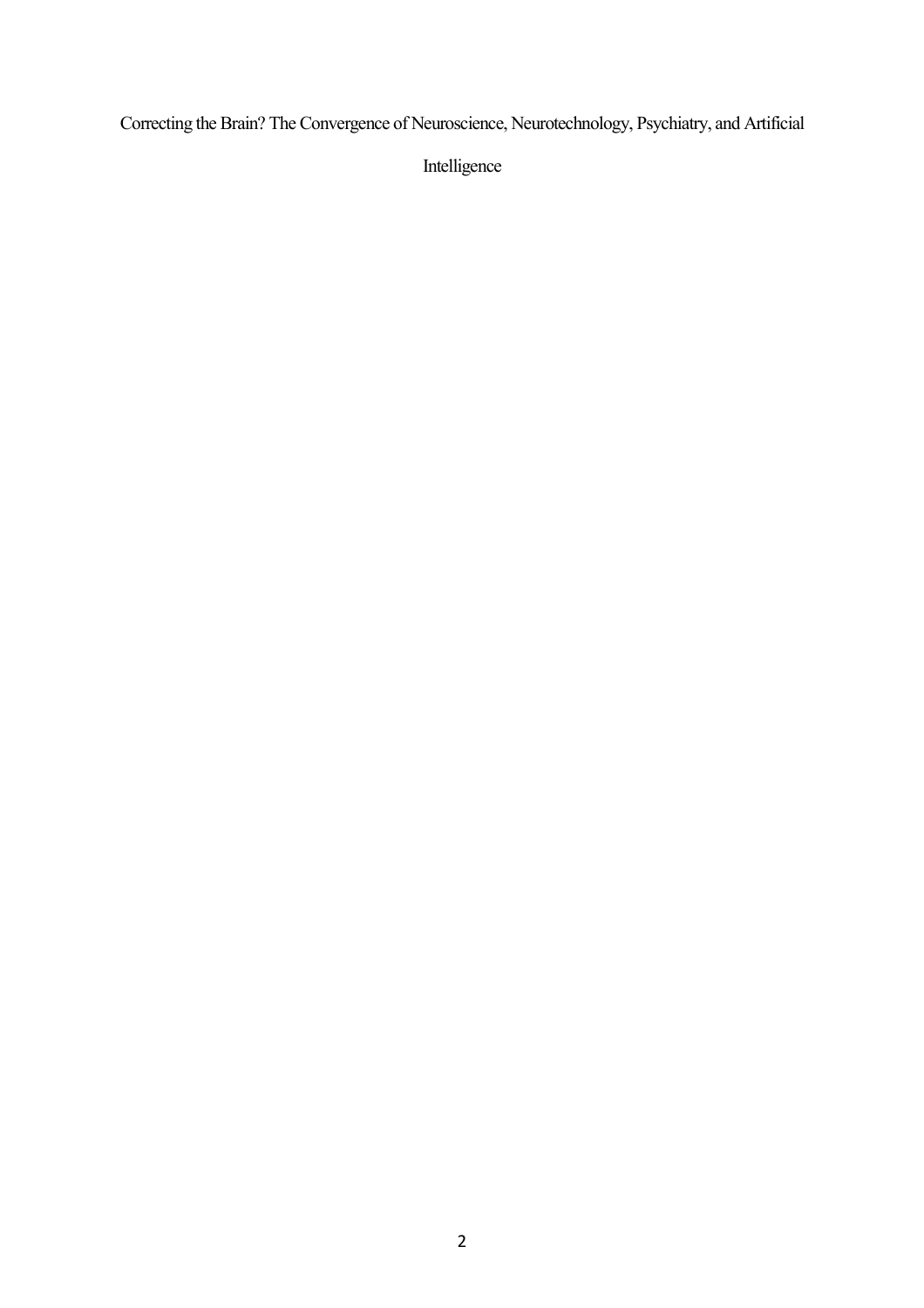# Correcting the Brain? The Convergence of Neuroscience, Neurotechnology, Psychiatry, and Artificial Intelligence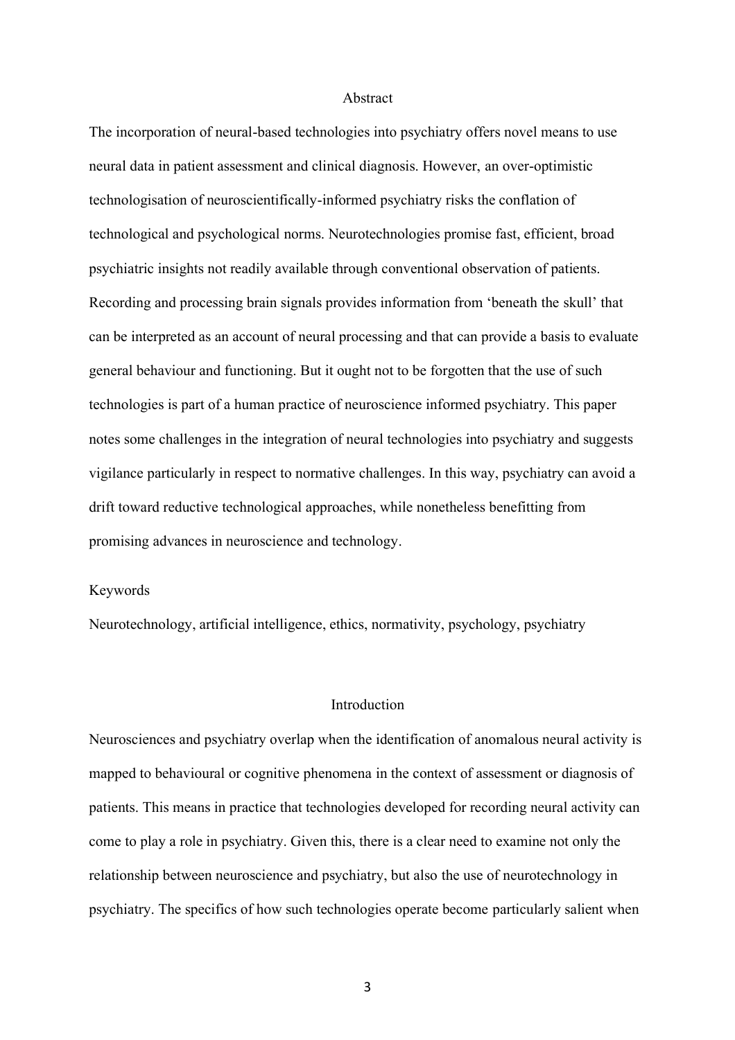## Abstract

The incorporation of neural-based technologies into psychiatry offers novel means to use neural data in patient assessment and clinical diagnosis. However, an over-optimistic technologisation of neuroscientifically-informed psychiatry risks the conflation of technological and psychological norms. Neurotechnologies promise fast, efficient, broad psychiatric insights not readily available through conventional observation of patients. Recording and processing brain signals provides information from 'beneath the skull' that can be interpreted as an account of neural processing and that can provide a basis to evaluate general behaviour and functioning. But it ought not to be forgotten that the use of such technologies is part of a human practice of neuroscience informed psychiatry. This paper notes some challenges in the integration of neural technologies into psychiatry and suggests vigilance particularly in respect to normative challenges. In this way, psychiatry can avoid a drift toward reductive technological approaches, while nonetheless benefitting from promising advances in neuroscience and technology.

Keywords

Neurotechnology, artificial intelligence, ethics, normativity, psychology, psychiatry

## Introduction

Neurosciences and psychiatry overlap when the identification of anomalous neural activity is mapped to behavioural or cognitive phenomena in the context of assessment or diagnosis of patients. This means in practice that technologies developed for recording neural activity can come to play a role in psychiatry. Given this, there is a clear need to examine not only the relationship between neuroscience and psychiatry, but also the use of neurotechnology in psychiatry. The specifics of how such technologies operate become particularly salient when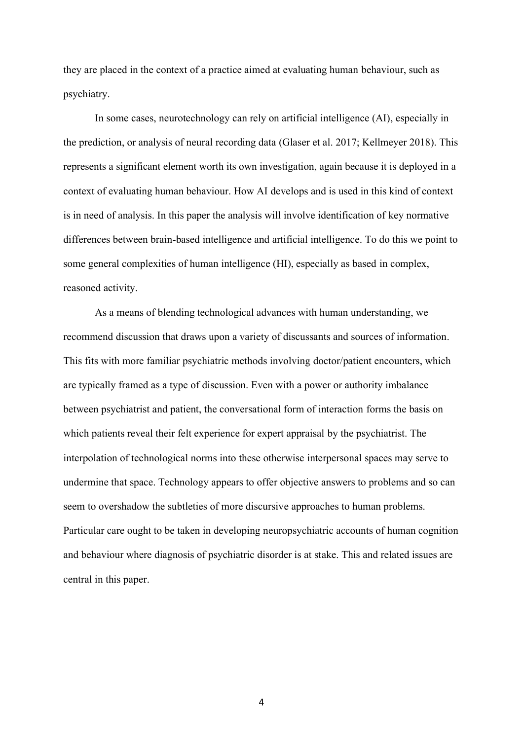they are placed in the context of a practice aimed at evaluating human behaviour, such as psychiatry.

In some cases, neurotechnology can rely on artificial intelligence (AI), especially in the prediction, or analysis of neural recording data (Glaser et al. 2017; Kellmeyer 2018). This represents a significant element worth its own investigation, again because it is deployed in a context of evaluating human behaviour. How AI develops and is used in this kind of context is in need of analysis. In this paper the analysis will involve identification of key normative differences between brain-based intelligence and artificial intelligence. To do this we point to some general complexities of human intelligence (HI), especially as based in complex, reasoned activity.

As a means of blending technological advances with human understanding, we recommend discussion that draws upon a variety of discussants and sources of information. This fits with more familiar psychiatric methods involving doctor/patient encounters, which are typically framed as a type of discussion. Even with a power or authority imbalance between psychiatrist and patient, the conversational form of interaction forms the basis on which patients reveal their felt experience for expert appraisal by the psychiatrist. The interpolation of technological norms into these otherwise interpersonal spaces may serve to undermine that space. Technology appears to offer objective answers to problems and so can seem to overshadow the subtleties of more discursive approaches to human problems. Particular care ought to be taken in developing neuropsychiatric accounts of human cognition and behaviour where diagnosis of psychiatric disorder is at stake. This and related issues are central in this paper.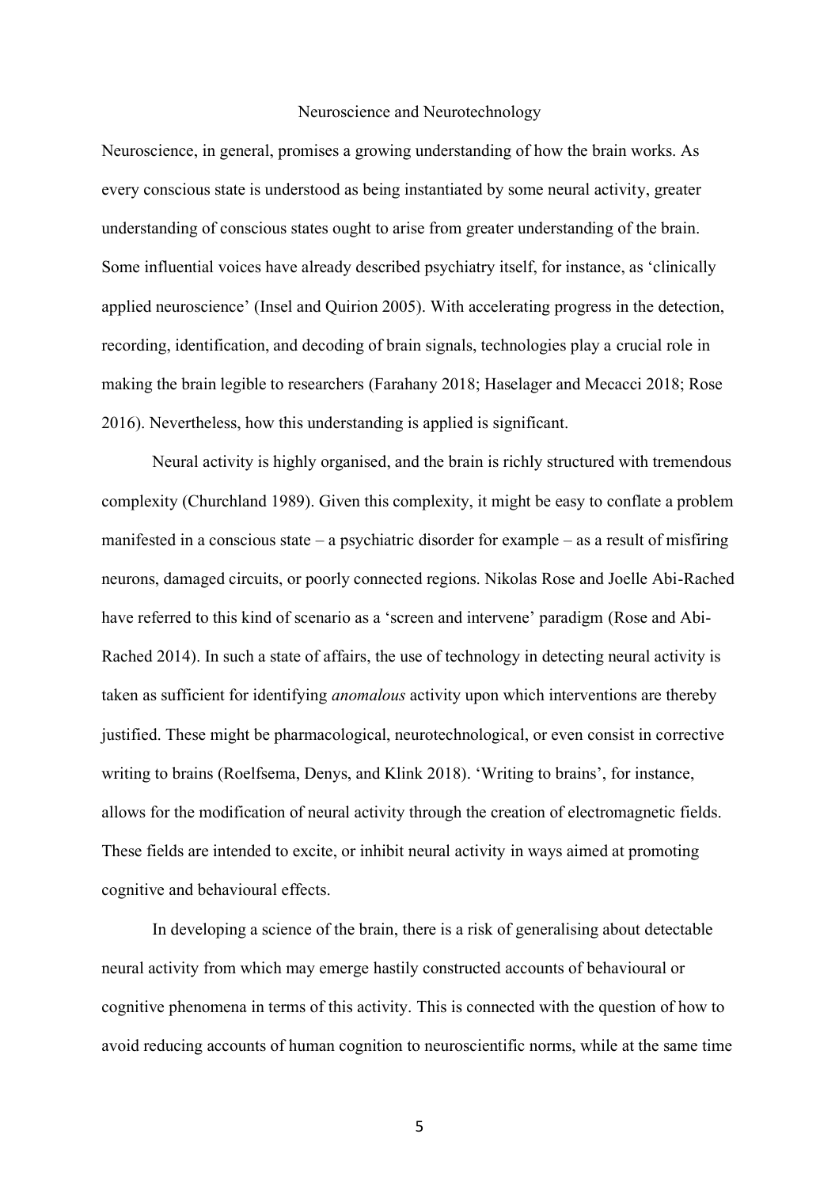## Neuroscience and Neurotechnology

Neuroscience, in general, promises a growing understanding of how the brain works. As every conscious state is understood as being instantiated by some neural activity, greater understanding of conscious states ought to arise from greater understanding of the brain. Some influential voices have already described psychiatry itself, for instance, as 'clinically applied neuroscience' (Insel and Quirion 2005). With accelerating progress in the detection, recording, identification, and decoding of brain signals, technologies play a crucial role in making the brain legible to researchers (Farahany 2018; Haselager and Mecacci 2018; Rose 2016). Nevertheless, how this understanding is applied is significant.

Neural activity is highly organised, and the brain is richly structured with tremendous complexity (Churchland 1989). Given this complexity, it might be easy to conflate a problem manifested in a conscious state – a psychiatric disorder for example – as a result of misfiring neurons, damaged circuits, or poorly connected regions. Nikolas Rose and Joelle Abi-Rached have referred to this kind of scenario as a 'screen and intervene' paradigm (Rose and Abi-Rached 2014). In such a state of affairs, the use of technology in detecting neural activity is taken as sufficient for identifying *anomalous* activity upon which interventions are thereby justified. These might be pharmacological, neurotechnological, or even consist in corrective writing to brains (Roelfsema, Denys, and Klink 2018). 'Writing to brains', for instance, allows for the modification of neural activity through the creation of electromagnetic fields. These fields are intended to excite, or inhibit neural activity in ways aimed at promoting cognitive and behavioural effects.

In developing a science of the brain, there is a risk of generalising about detectable neural activity from which may emerge hastily constructed accounts of behavioural or cognitive phenomena in terms of this activity. This is connected with the question of how to avoid reducing accounts of human cognition to neuroscientific norms, while at the same time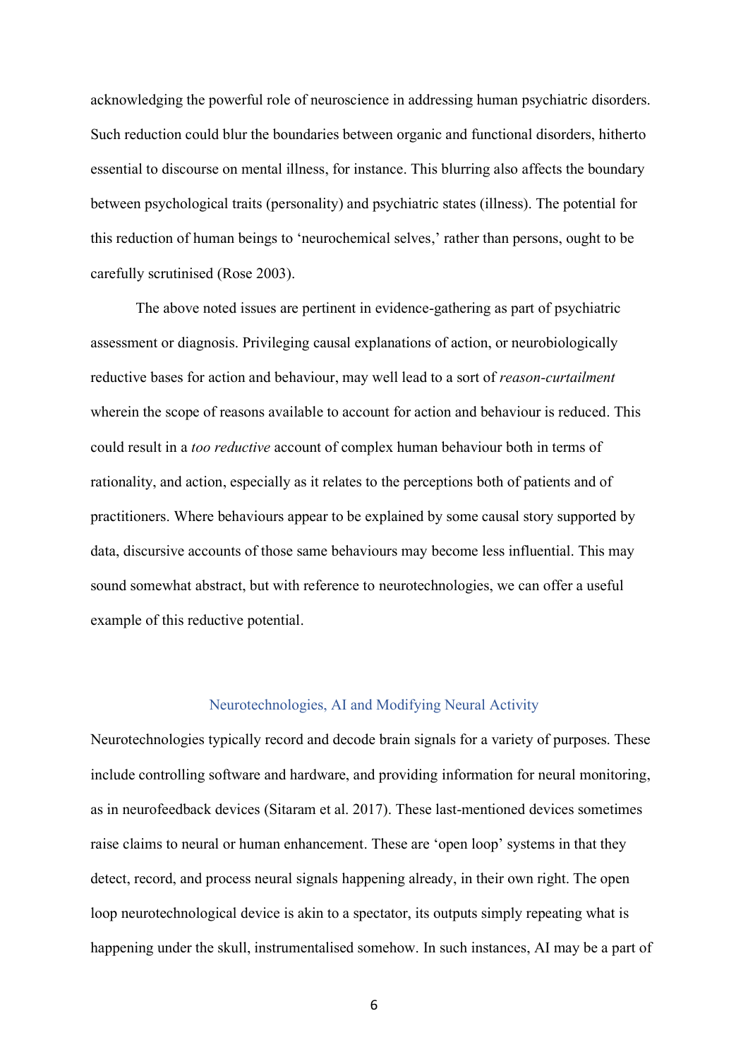acknowledging the powerful role of neuroscience in addressing human psychiatric disorders. Such reduction could blur the boundaries between organic and functional disorders, hitherto essential to discourse on mental illness, for instance. This blurring also affects the boundary between psychological traits (personality) and psychiatric states (illness). The potential for this reduction of human beings to 'neurochemical selves,' rather than persons, ought to be carefully scrutinised (Rose 2003).

The above noted issues are pertinent in evidence-gathering as part of psychiatric assessment or diagnosis. Privileging causal explanations of action, or neurobiologically reductive bases for action and behaviour, may well lead to a sort of *reason-curtailment* wherein the scope of reasons available to account for action and behaviour is reduced. This could result in a *too reductive* account of complex human behaviour both in terms of rationality, and action, especially as it relates to the perceptions both of patients and of practitioners. Where behaviours appear to be explained by some causal story supported by data, discursive accounts of those same behaviours may become less influential. This may sound somewhat abstract, but with reference to neurotechnologies, we can offer a useful example of this reductive potential.

## Neurotechnologies, AI and Modifying Neural Activity

Neurotechnologies typically record and decode brain signals for a variety of purposes. These include controlling software and hardware, and providing information for neural monitoring, as in neurofeedback devices (Sitaram et al. 2017). These last-mentioned devices sometimes raise claims to neural or human enhancement. These are 'open loop' systems in that they detect, record, and process neural signals happening already, in their own right. The open loop neurotechnological device is akin to a spectator, its outputs simply repeating what is happening under the skull, instrumentalised somehow. In such instances, AI may be a part of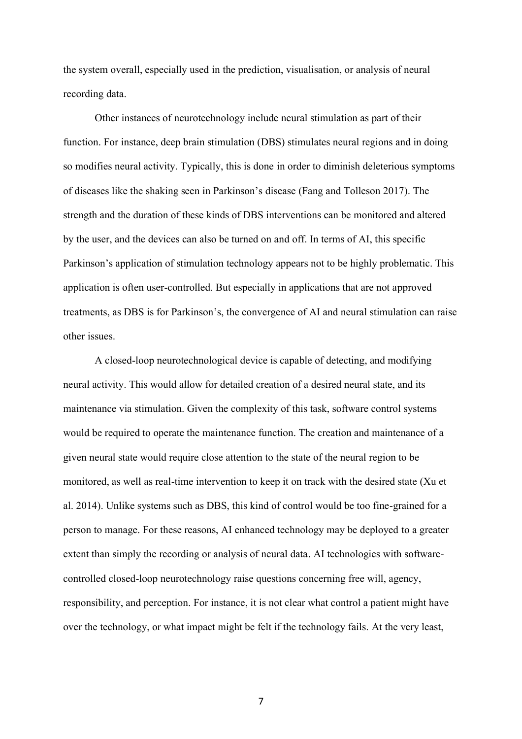the system overall, especially used in the prediction, visualisation, or analysis of neural recording data.

Other instances of neurotechnology include neural stimulation as part of their function. For instance, deep brain stimulation (DBS) stimulates neural regions and in doing so modifies neural activity. Typically, this is done in order to diminish deleterious symptoms of diseases like the shaking seen in Parkinson's disease (Fang and Tolleson 2017). The strength and the duration of these kinds of DBS interventions can be monitored and altered by the user, and the devices can also be turned on and off. In terms of AI, this specific Parkinson's application of stimulation technology appears not to be highly problematic. This application is often user-controlled. But especially in applications that are not approved treatments, as DBS is for Parkinson's, the convergence of AI and neural stimulation can raise other issues.

A closed-loop neurotechnological device is capable of detecting, and modifying neural activity. This would allow for detailed creation of a desired neural state, and its maintenance via stimulation. Given the complexity of this task, software control systems would be required to operate the maintenance function. The creation and maintenance of a given neural state would require close attention to the state of the neural region to be monitored, as well as real-time intervention to keep it on track with the desired state (Xu et al. 2014). Unlike systems such as DBS, this kind of control would be too fine-grained for a person to manage. For these reasons, AI enhanced technology may be deployed to a greater extent than simply the recording or analysis of neural data. AI technologies with software-controlled closed-loop neurotechnology raise questions concerning free will, agency, responsibility, and perception. For instance, it is not clear what control a patient might have over the technology, or what impact might be felt if the technology fails. At the very least,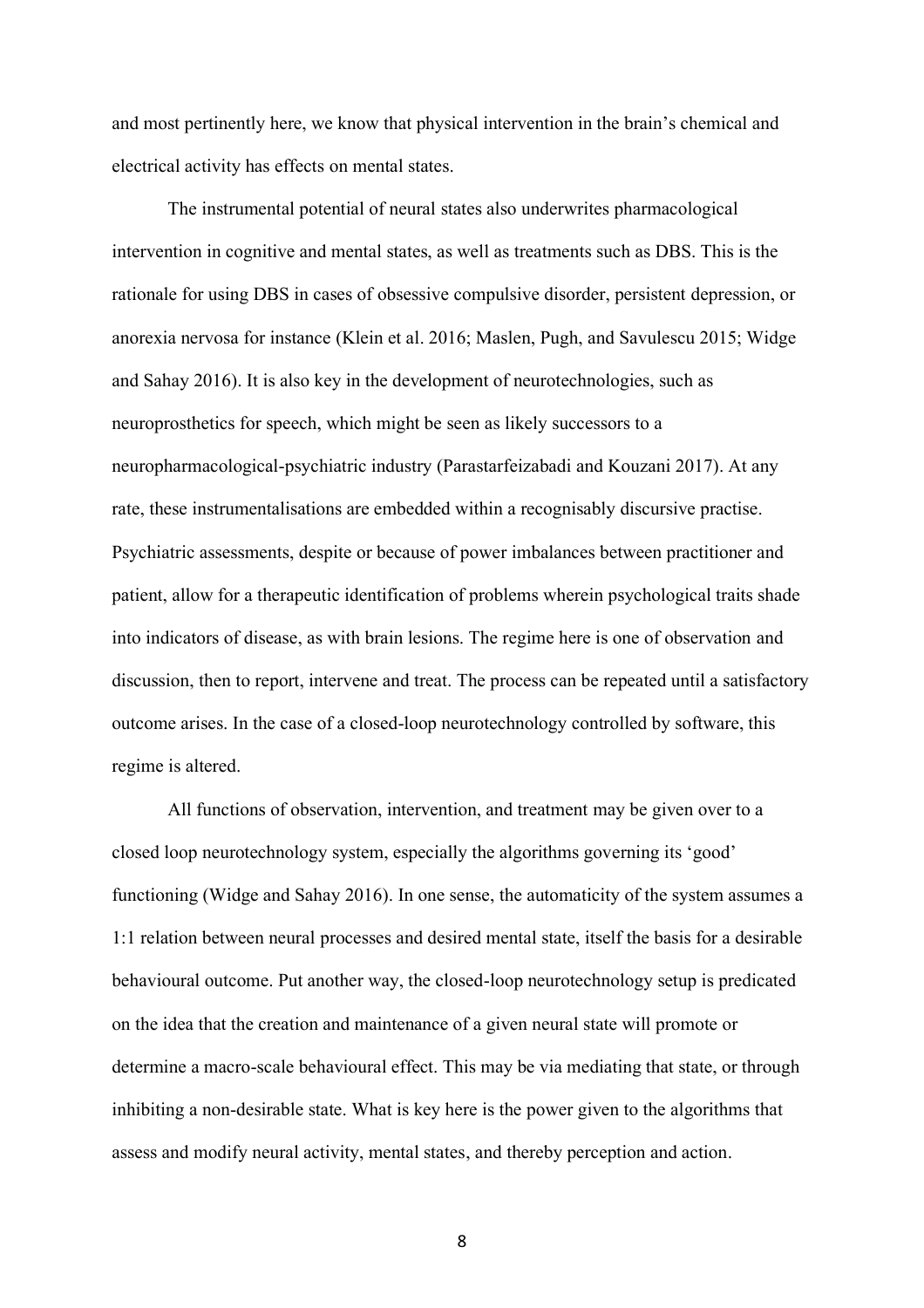and most pertinently here, we know that physical intervention in the brain's chemical and electrical activity has effects on mental states.

The instrumental potential of neural states also underwrites pharmacological intervention in cognitive and mental states, as well as treatments such as DBS. This is the rationale for using DBS in cases of obsessive compulsive disorder, persistent depression, or anorexia nervosa for instance (Klein et al. 2016; Maslen, Pugh, and Savulescu 2015; Widge and Sahay 2016). It is also key in the development of neurotechnologies, such as neuroprosthetics for speech, which might be seen as likely successors to a neuropharmacological-psychiatric industry (Parastarfeizabadi and Kouzani 2017). At any rate, these instrumentalisations are embedded within a recognisably discursive practise. Psychiatric assessments, despite or because of power imbalances between practitioner and patient, allow for a therapeutic identification of problems wherein psychological traits shade into indicators of disease, as with brain lesions. The regime here is one of observation and discussion, then to report, intervene and treat. The process can be repeated until a satisfactory outcome arises. In the case of a closed-loop neurotechnology controlled by software, this regime is altered.

All functions of observation, intervention, and treatment may be given over to a closed loop neurotechnology system, especially the algorithms governing its 'good' functioning (Widge and Sahay 2016). In one sense, the automaticity of the system assumes a 1:1 relation between neural processes and desired mental state, itself the basis for a desirable behavioural outcome. Put another way, the closed-loop neurotechnology setup is predicated on the idea that the creation and maintenance of a given neural state will promote or determine a macro-scale behavioural effect. This may be via mediating that state, or through inhibiting a non-desirable state. What is key here is the power given to the algorithms that assess and modify neural activity, mental states, and thereby perception and action.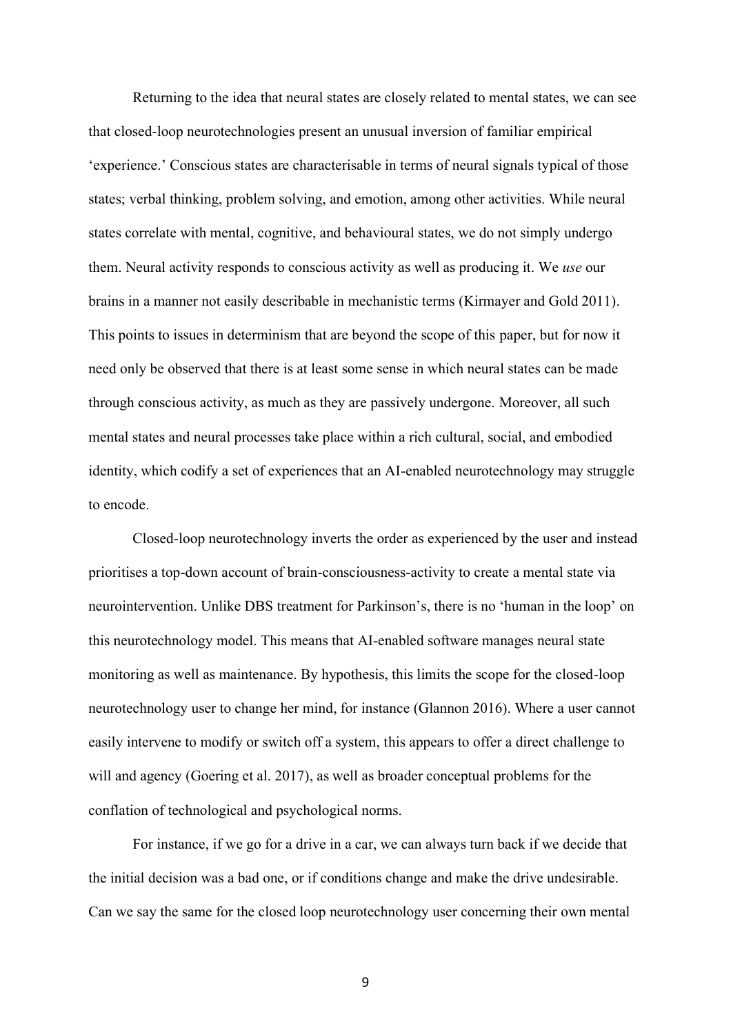Returning to the idea that neural states are closely related to mental states, we can see that closed-loop neurotechnologies present an unusual inversion of familiar empirical 'experience.' Conscious states are characterisable in terms of neural signals typical of those states; verbal thinking, problem solving, and emotion, among other activities. While neural states correlate with mental, cognitive, and behavioural states, we do not simply undergo them. Neural activity responds to conscious activity as well as producing it. We *use* our brains in a manner not easily describable in mechanistic terms (Kirmayer and Gold 2011). This points to issues in determinism that are beyond the scope of this paper, but for now it need only be observed that there is at least some sense in which neural states can be made through conscious activity, as much as they are passively undergone. Moreover, all such mental states and neural processes take place within a rich cultural, social, and embodied identity, which codify a set of experiences that an AI-enabled neurotechnology may struggle to encode.

Closed-loop neurotechnology inverts the order as experienced by the user and instead prioritises a top-down account of brain-consciousness-activity to create a mental state via neurointervention. Unlike DBS treatment for Parkinson's, there is no 'human in the loop' on this neurotechnology model. This means that AI-enabled software manages neural state monitoring as well as maintenance. By hypothesis, this limits the scope for the closed-loop neurotechnology user to change her mind, for instance (Glannon 2016). Where a user cannot easily intervene to modify or switch off a system, this appears to offer a direct challenge to will and agency (Goering et al. 2017), as well as broader conceptual problems for the conflation of technological and psychological norms.

For instance, if we go for a drive in a car, we can always turn back if we decide that the initial decision was a bad one, or if conditions change and make the drive undesirable. Can we say the same for the closed loop neurotechnology user concerning their own mental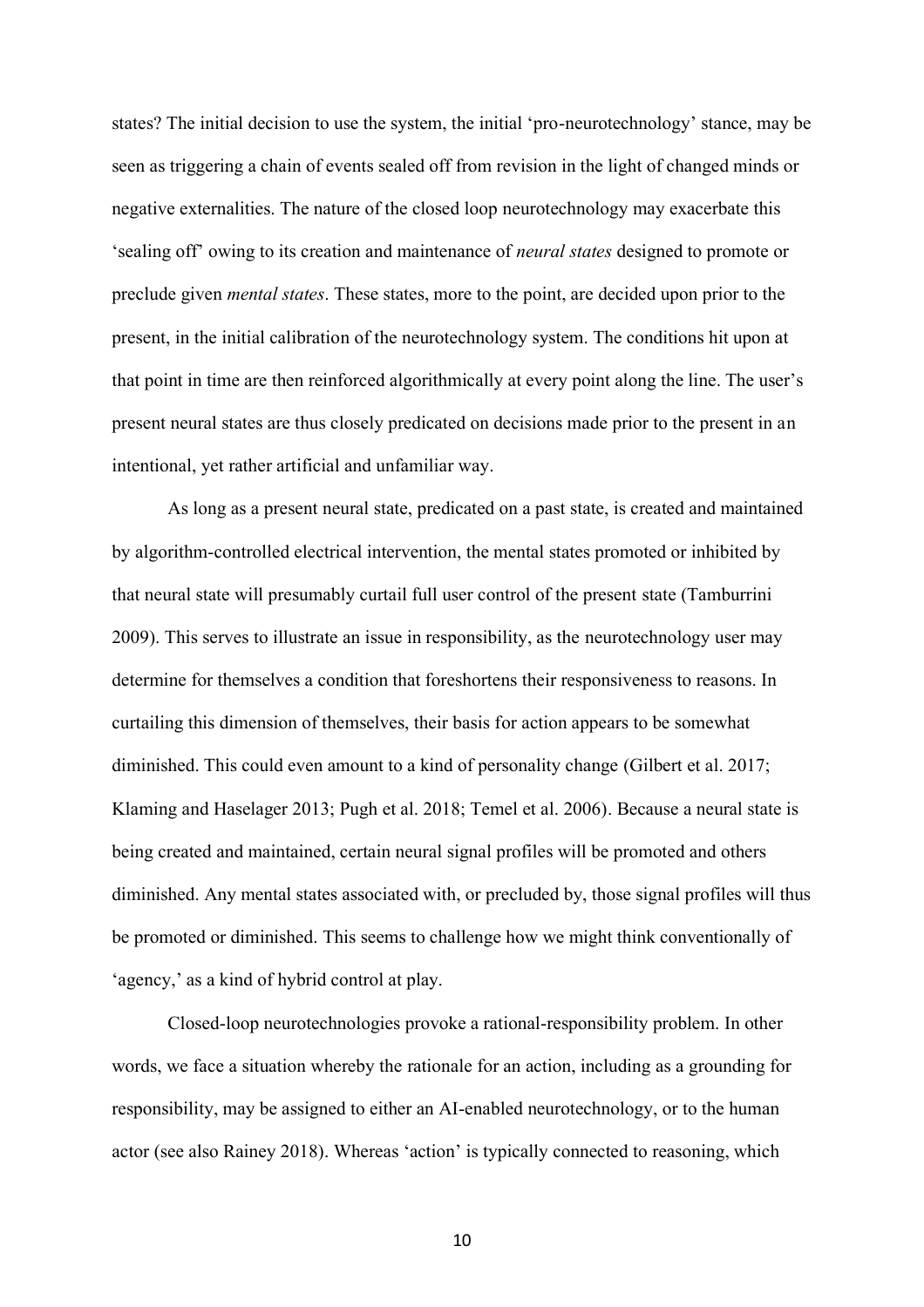states? The initial decision to use the system, the initial 'pro-neurotechnology' stance, may be seen as triggering a chain of events sealed off from revision in the light of changed minds or negative externalities. The nature of the closed loop neurotechnology may exacerbate this 'sealing off' owing to its creation and maintenance of *neural states* designed to promote or preclude given *mental states*. These states, more to the point, are decided upon prior to the present, in the initial calibration of the neurotechnology system. The conditions hit upon at that point in time are then reinforced algorithmically at every point along the line. The user's present neural states are thus closely predicated on decisions made prior to the present in an intentional, yet rather artificial and unfamiliar way.

As long as a present neural state, predicated on a past state, is created and maintained by algorithm-controlled electrical intervention, the mental states promoted or inhibited by that neural state will presumably curtail full user control of the present state (Tamburrini 2009). This serves to illustrate an issue in responsibility, as the neurotechnology user may determine for themselves a condition that foreshortens their responsiveness to reasons. In curtailing this dimension of themselves, their basis for action appears to be somewhat diminished. This could even amount to a kind of personality change (Gilbert et al. 2017; Klaming and Haselager 2013; Pugh et al. 2018; Temel et al. 2006). Because a neural state is being created and maintained, certain neural signal profiles will be promoted and others diminished. Any mental states associated with, or precluded by, those signal profiles will thus be promoted or diminished. This seems to challenge how we might think conventionally of 'agency,' as a kind of hybrid control at play.

Closed-loop neurotechnologies provoke a rational-responsibility problem. In other words, we face a situation whereby the rationale for an action, including as a grounding for responsibility, may be assigned to either an AI-enabled neurotechnology, or to the human actor (see also Rainey 2018). Whereas 'action' is typically connected to reasoning, which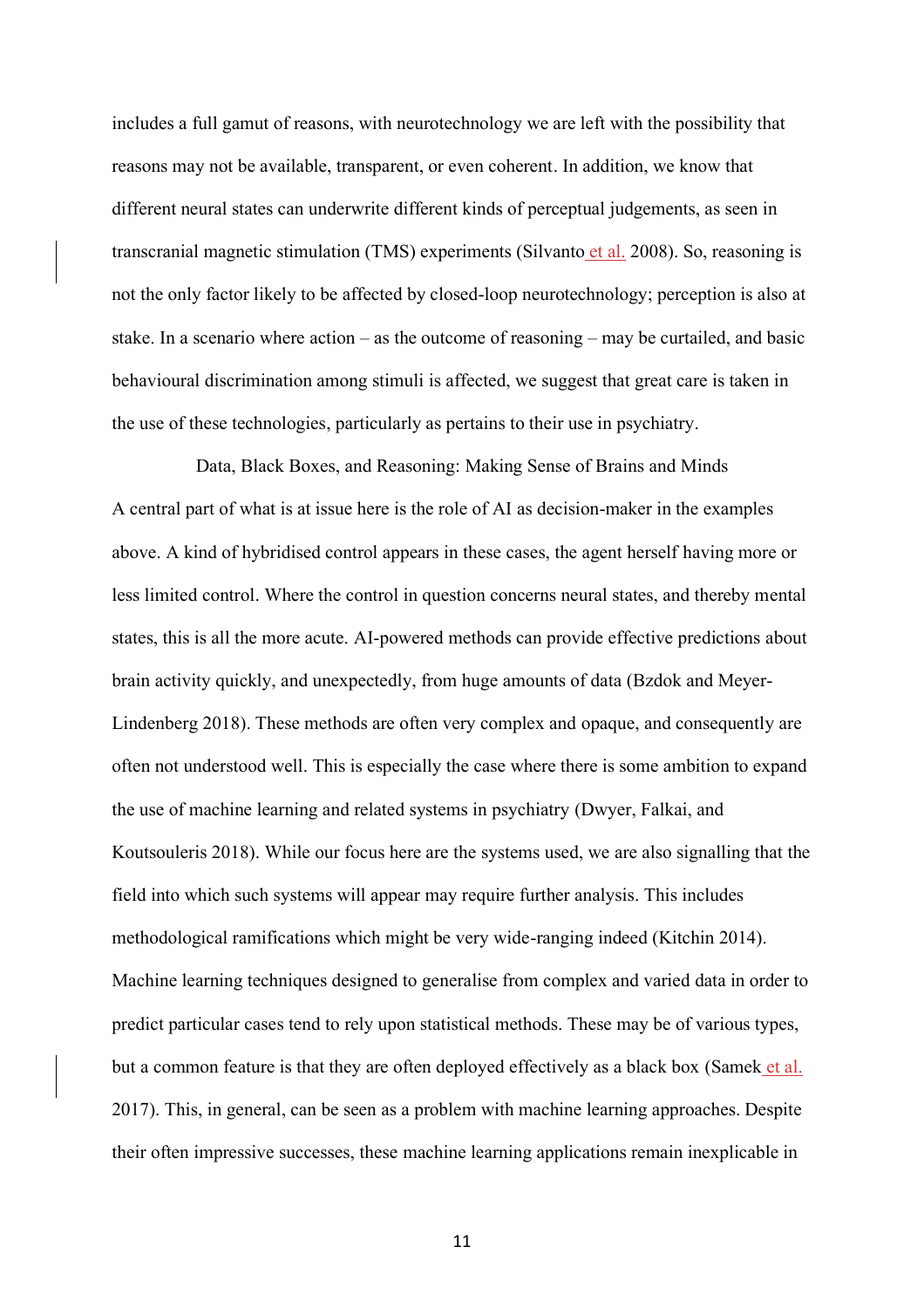includes a full gamut of reasons, with neurotechnology we are left with the possibility that reasons may not be available, transparent, or even coherent. In addition, we know that different neural states can underwrite different kinds of perceptual judgements, as seen in transcranial magnetic stimulation (TMS) experiments (Silvanto et al. 2008). So, reasoning is not the only factor likely to be affected by closed-loop neurotechnology; perception is also at stake. In a scenario where action – as the outcome of reasoning – may be curtailed, and basic behavioural discrimination among stimuli is affected, we suggest that great care is taken in the use of these technologies, particularly as pertains to their use in psychiatry.

## Data, Black Boxes, and Reasoning: Making Sense of Brains and Minds

A central part of what is at issue here is the role of AI as decision-maker in the examples above. A kind of hybridised control appears in these cases, the agent herself having more or less limited control. Where the control in question concerns neural states, and thereby mental states, this is all the more acute. AI-powered methods can provide effective predictions about brain activity quickly, and unexpectedly, from huge amounts of data (Bzdok and Meyer-Lindenberg 2018). These methods are often very complex and opaque, and consequently are often not understood well. This is especially the case where there is some ambition to expand the use of machine learning and related systems in psychiatry (Dwyer, Falkai, and Koutsouleris 2018). While our focus here are the systems used, we are also signalling that the field into which such systems will appear may require further analysis. This includes methodological ramifications which might be very wide-ranging indeed (Kitchin 2014). Machine learning techniques designed to generalise from complex and varied data in order to predict particular cases tend to rely upon statistical methods. These may be of various types, but a common feature is that they are often deployed effectively as a black box (Samek et al. 2017). This, in general, can be seen as a problem with machine learning approaches. Despite their often impressive successes, these machine learning applications remain inexplicable in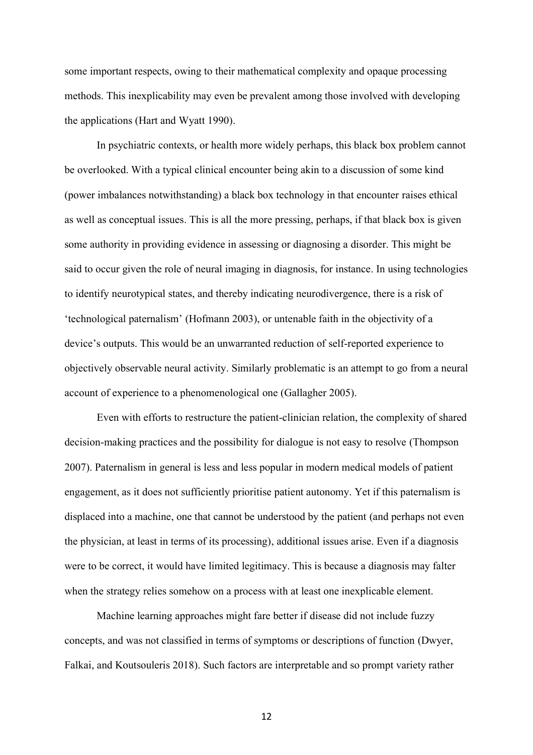some important respects, owing to their mathematical complexity and opaque processing methods. This inexplicability may even be prevalent among those involved with developing the applications (Hart and Wyatt 1990).

In psychiatric contexts, or health more widely perhaps, this black box problem cannot be overlooked. With a typical clinical encounter being akin to a discussion of some kind (power imbalances notwithstanding) a black box technology in that encounter raises ethical as well as conceptual issues. This is all the more pressing, perhaps, if that black box is given some authority in providing evidence in assessing or diagnosing a disorder. This might be said to occur given the role of neural imaging in diagnosis, for instance. In using technologies to identify neurotypical states, and thereby indicating neurodivergence, there is a risk of 'technological paternalism' (Hofmann 2003), or untenable faith in the objectivity of a device's outputs. This would be an unwarranted reduction of self-reported experience to objectively observable neural activity. Similarly problematic is an attempt to go from a neural account of experience to a phenomenological one (Gallagher 2005).

Even with efforts to restructure the patient-clinician relation, the complexity of shared decision-making practices and the possibility for dialogue is not easy to resolve (Thompson 2007). Paternalism in general is less and less popular in modern medical models of patient engagement, as it does not sufficiently prioritise patient autonomy. Yet if this paternalism is displaced into a machine, one that cannot be understood by the patient (and perhaps not even the physician, at least in terms of its processing), additional issues arise. Even if a diagnosis were to be correct, it would have limited legitimacy. This is because a diagnosis may falter when the strategy relies somehow on a process with at least one inexplicable element.

Machine learning approaches might fare better if disease did not include fuzzy concepts, and was not classified in terms of symptoms or descriptions of function (Dwyer, Falkai, and Koutsouleris 2018). Such factors are interpretable and so prompt variety rather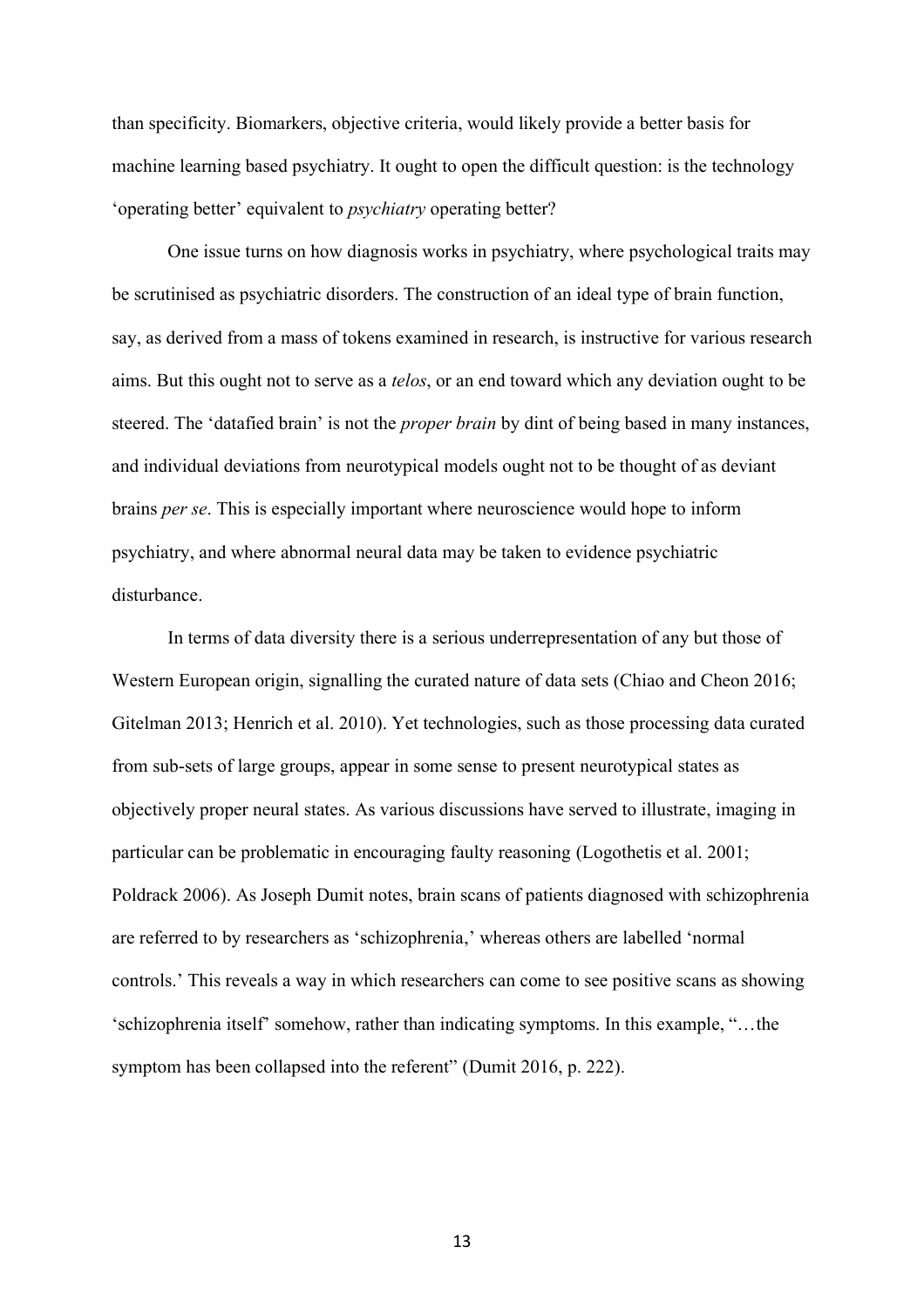than specificity. Biomarkers, objective criteria, would likely provide a better basis for machine learning based psychiatry. It ought to open the difficult question: is the technology 'operating better' equivalent to *psychiatry* operating better?

One issue turns on how diagnosis works in psychiatry, where psychological traits may be scrutinised as psychiatric disorders. The construction of an ideal type of brain function, say, as derived from a mass of tokens examined in research, is instructive for various research aims. But this ought not to serve as a *telos*, or an end toward which any deviation ought to be steered. The 'datafied brain' is not the *proper brain* by dint of being based in many instances, and individual deviations from neurotypical models ought not to be thought of as deviant brains *per se*. This is especially important where neuroscience would hope to inform psychiatry, and where abnormal neural data may be taken to evidence psychiatric disturbance.

In terms of data diversity there is a serious underrepresentation of any but those of Western European origin, signalling the curated nature of data sets (Chiao and Cheon 2016; Gitelman 2013; Henrich et al. 2010). Yet technologies, such as those processing data curated from sub-sets of large groups, appear in some sense to present neurotypical states as objectively proper neural states. As various discussions have served to illustrate, imaging in particular can be problematic in encouraging faulty reasoning (Logothetis et al. 2001; Poldrack 2006). As Joseph Dumit notes, brain scans of patients diagnosed with schizophrenia are referred to by researchers as 'schizophrenia,' whereas others are labelled 'normal controls.' This reveals a way in which researchers can come to see positive scans as showing 'schizophrenia itself' somehow, rather than indicating symptoms. In this example, "…the symptom has been collapsed into the referent" (Dumit 2016, p. 222).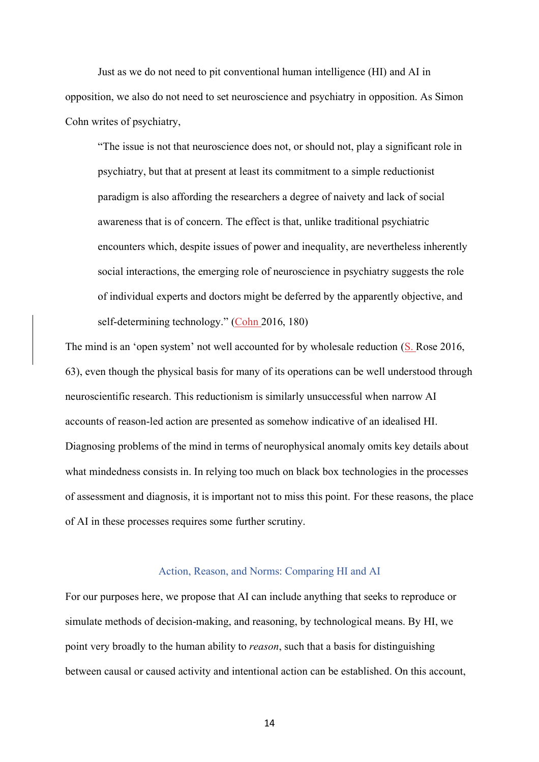Just as we do not need to pit conventional human intelligence (HI) and AI in opposition, we also do not need to set neuroscience and psychiatry in opposition. As Simon Cohn writes of psychiatry,

> "The issue is not that neuroscience does not, or should not, play a significant role in psychiatry, but that at present at least its commitment to a simple reductionist paradigm is also affording the researchers a degree of naivety and lack of social awareness that is of concern. The effect is that, unlike traditional psychiatric encounters which, despite issues of power and inequality, are nevertheless inherently social interactions, the emerging role of neuroscience in psychiatry suggests the role of individual experts and doctors might be deferred by the apparently objective, and self-determining technology." (Cohn 2016, 180)

The mind is an 'open system' not well accounted for by wholesale reduction (S. Rose 2016, 63), even though the physical basis for many of its operations can be well understood through neuroscientific research. This reductionism is similarly unsuccessful when narrow AI accounts of reason-led action are presented as somehow indicative of an idealised HI. Diagnosing problems of the mind in terms of neurophysical anomaly omits key details about what mindedness consists in. In relying too much on black box technologies in the processes of assessment and diagnosis, it is important not to miss this point. For these reasons, the place of AI in these processes requires some further scrutiny.

## Action, Reason, and Norms: Comparing HI and AI

For our purposes here, we propose that AI can include anything that seeks to reproduce or simulate methods of decision-making, and reasoning, by technological means. By HI, we point very broadly to the human ability to *reason*, such that a basis for distinguishing between causal or caused activity and intentional action can be established. On this account,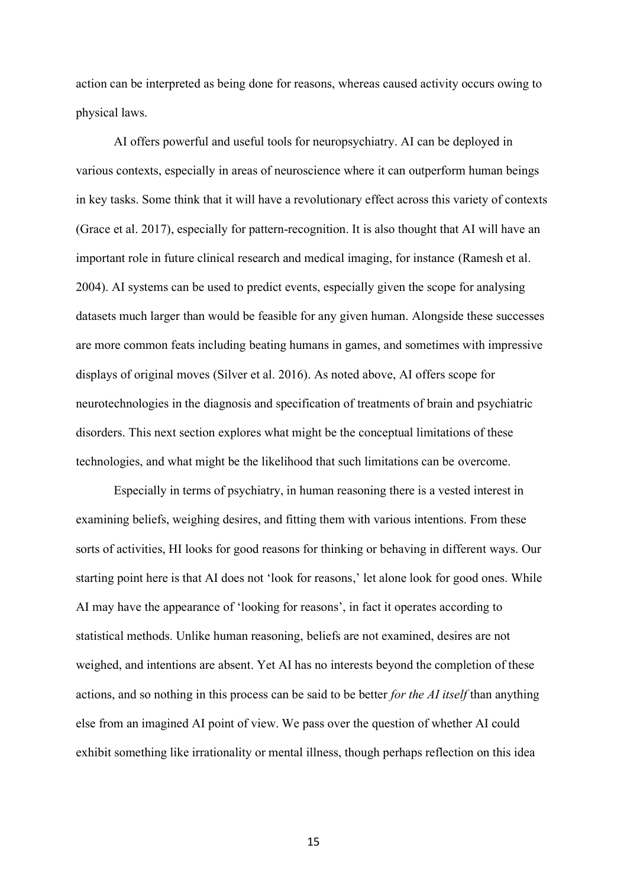action can be interpreted as being done for reasons, whereas caused activity occurs owing to physical laws.

AI offers powerful and useful tools for neuropsychiatry. AI can be deployed in various contexts, especially in areas of neuroscience where it can outperform human beings in key tasks. Some think that it will have a revolutionary effect across this variety of contexts (Grace et al. 2017), especially for pattern-recognition. It is also thought that AI will have an important role in future clinical research and medical imaging, for instance (Ramesh et al. 2004). AI systems can be used to predict events, especially given the scope for analysing datasets much larger than would be feasible for any given human. Alongside these successes are more common feats including beating humans in games, and sometimes with impressive displays of original moves (Silver et al. 2016). As noted above, AI offers scope for neurotechnologies in the diagnosis and specification of treatments of brain and psychiatric disorders. This next section explores what might be the conceptual limitations of these technologies, and what might be the likelihood that such limitations can be overcome.

Especially in terms of psychiatry, in human reasoning there is a vested interest in examining beliefs, weighing desires, and fitting them with various intentions. From these sorts of activities, HI looks for good reasons for thinking or behaving in different ways. Our starting point here is that AI does not 'look for reasons,' let alone look for good ones. While AI may have the appearance of 'looking for reasons', in fact it operates according to statistical methods. Unlike human reasoning, beliefs are not examined, desires are not weighed, and intentions are absent. Yet AI has no interests beyond the completion of these actions, and so nothing in this process can be said to be better *for the AI itself* than anything else from an imagined AI point of view. We pass over the question of whether AI could exhibit something like irrationality or mental illness, though perhaps reflection on this idea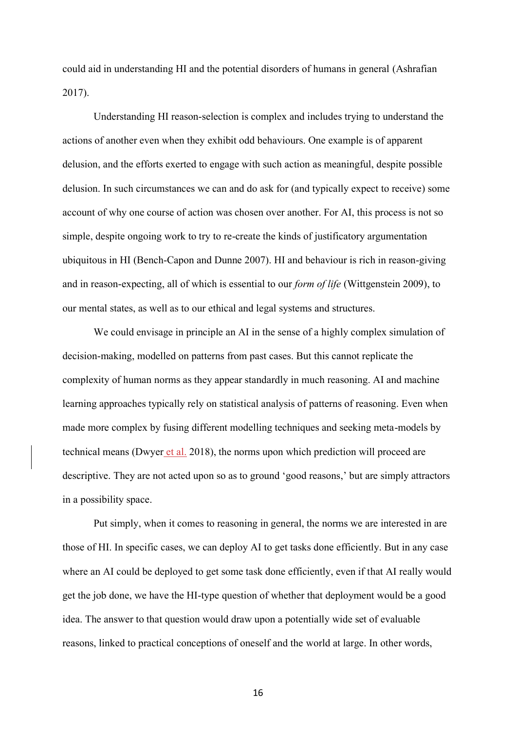could aid in understanding HI and the potential disorders of humans in general (Ashrafian 2017).

Understanding HI reason-selection is complex and includes trying to understand the actions of another even when they exhibit odd behaviours. One example is of apparent delusion, and the efforts exerted to engage with such action as meaningful, despite possible delusion. In such circumstances we can and do ask for (and typically expect to receive) some account of why one course of action was chosen over another. For AI, this process is not so simple, despite ongoing work to try to re-create the kinds of justificatory argumentation ubiquitous in HI (Bench-Capon and Dunne 2007). HI and behaviour is rich in reason-giving and in reason-expecting, all of which is essential to our *form of life* (Wittgenstein 2009), to our mental states, as well as to our ethical and legal systems and structures.

We could envisage in principle an AI in the sense of a highly complex simulation of decision-making, modelled on patterns from past cases. But this cannot replicate the complexity of human norms as they appear standardly in much reasoning. AI and machine learning approaches typically rely on statistical analysis of patterns of reasoning. Even when made more complex by fusing different modelling techniques and seeking meta-models by technical means (Dwyer et al. 2018), the norms upon which prediction will proceed are descriptive. They are not acted upon so as to ground 'good reasons,' but are simply attractors in a possibility space.

Put simply, when it comes to reasoning in general, the norms we are interested in are those of HI. In specific cases, we can deploy AI to get tasks done efficiently. But in any case where an AI could be deployed to get some task done efficiently, even if that AI really would get the job done, we have the HI-type question of whether that deployment would be a good idea. The answer to that question would draw upon a potentially wide set of evaluable reasons, linked to practical conceptions of oneself and the world at large. In other words,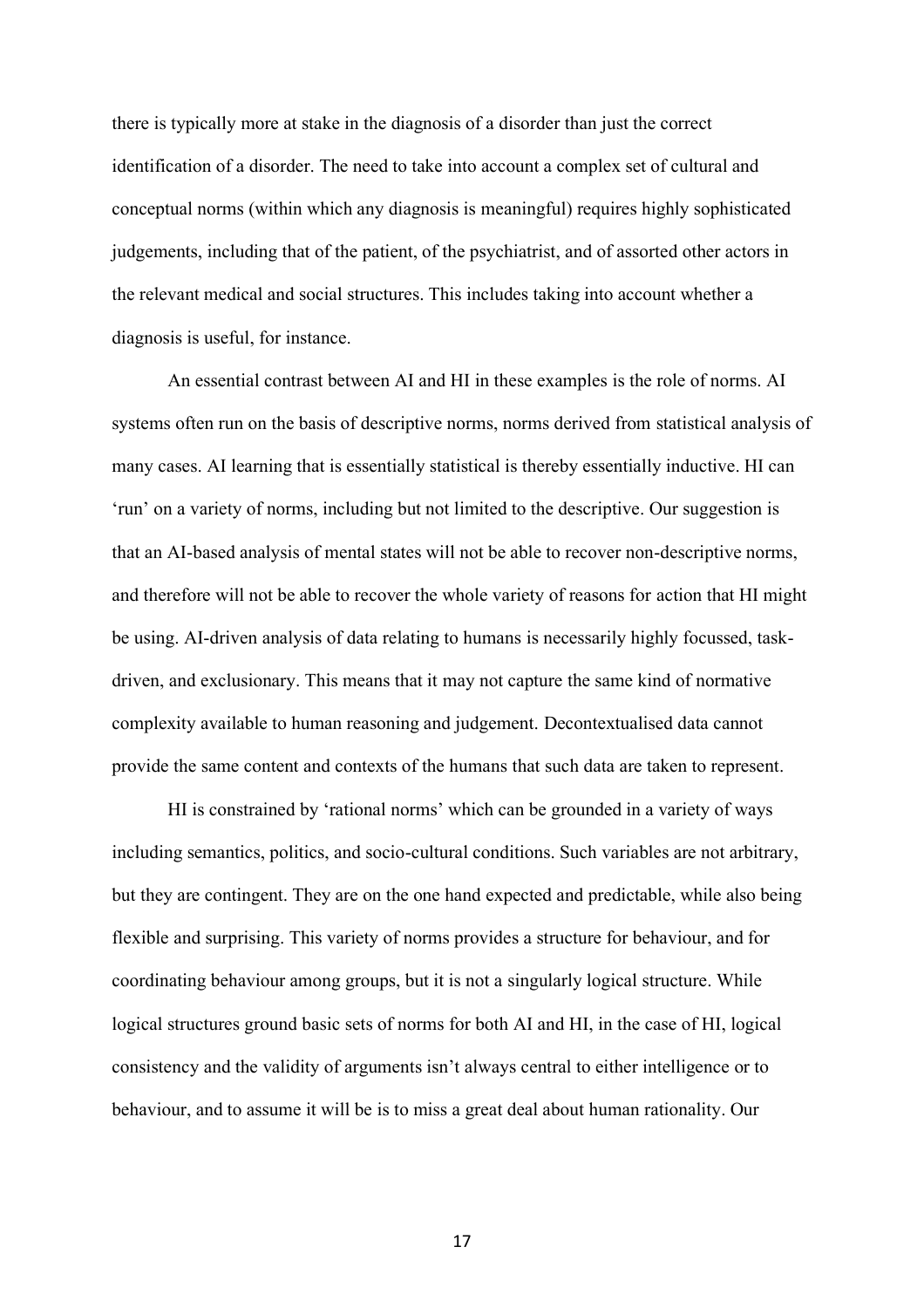there is typically more at stake in the diagnosis of a disorder than just the correct identification of a disorder. The need to take into account a complex set of cultural and conceptual norms (within which any diagnosis is meaningful) requires highly sophisticated judgements, including that of the patient, of the psychiatrist, and of assorted other actors in the relevant medical and social structures. This includes taking into account whether a diagnosis is useful, for instance.

An essential contrast between AI and HI in these examples is the role of norms. AI systems often run on the basis of descriptive norms, norms derived from statistical analysis of many cases. AI learning that is essentially statistical is thereby essentially inductive. HI can 'run' on a variety of norms, including but not limited to the descriptive. Our suggestion is that an AI-based analysis of mental states will not be able to recover non-descriptive norms, and therefore will not be able to recover the whole variety of reasons for action that HI might be using. AI-driven analysis of data relating to humans is necessarily highly focussed, task-driven, and exclusionary. This means that it may not capture the same kind of normative complexity available to human reasoning and judgement. Decontextualised data cannot provide the same content and contexts of the humans that such data are taken to represent.

HI is constrained by 'rational norms' which can be grounded in a variety of ways including semantics, politics, and socio-cultural conditions. Such variables are not arbitrary, but they are contingent. They are on the one hand expected and predictable, while also being flexible and surprising. This variety of norms provides a structure for behaviour, and for coordinating behaviour among groups, but it is not a singularly logical structure. While logical structures ground basic sets of norms for both AI and HI, in the case of HI, logical consistency and the validity of arguments isn't always central to either intelligence or to behaviour, and to assume it will be is to miss a great deal about human rationality. Our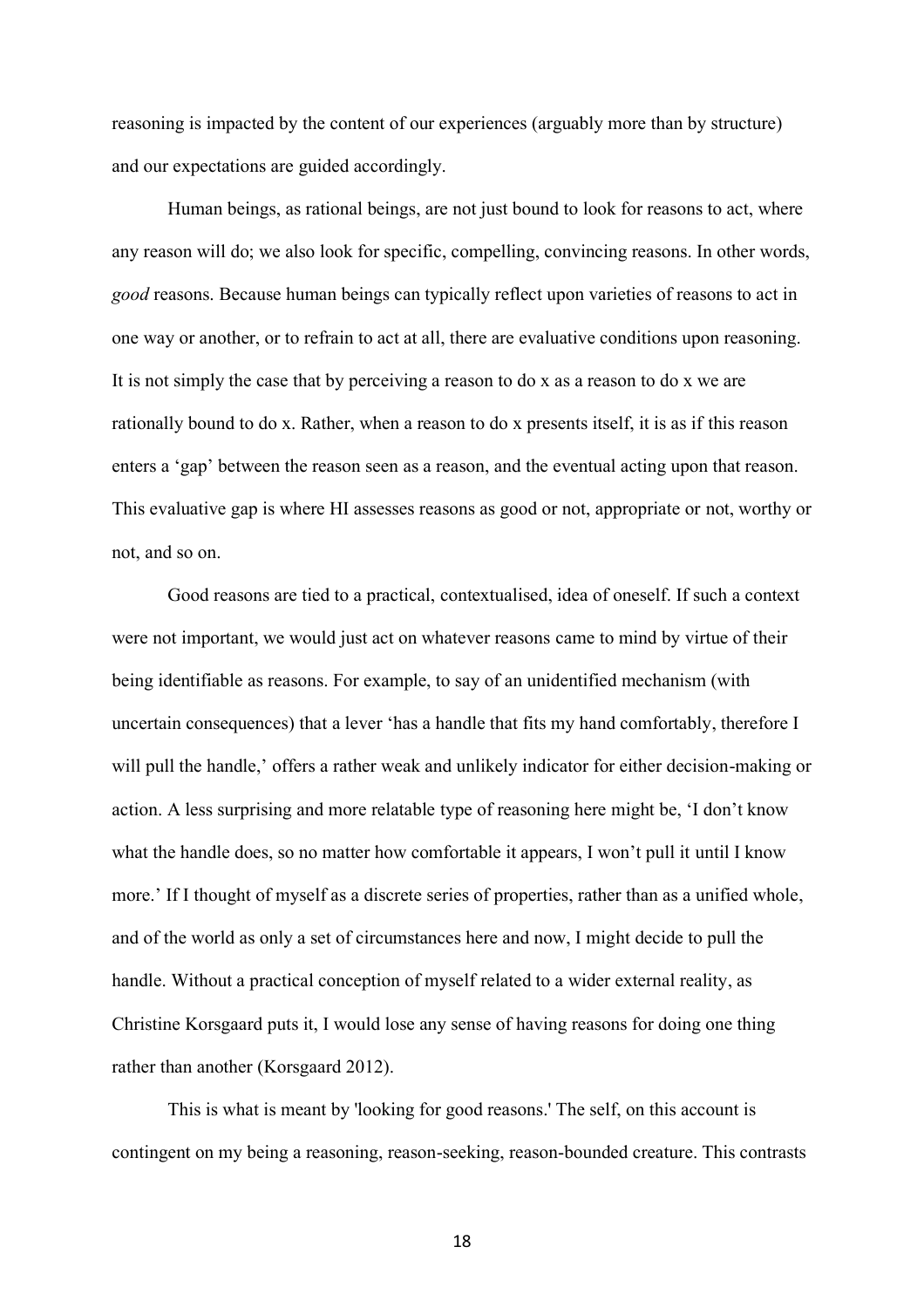reasoning is impacted by the content of our experiences (arguably more than by structure) and our expectations are guided accordingly.

Human beings, as rational beings, are not just bound to look for reasons to act, where any reason will do; we also look for specific, compelling, convincing reasons. In other words, *good* reasons. Because human beings can typically reflect upon varieties of reasons to act in one way or another, or to refrain to act at all, there are evaluative conditions upon reasoning. It is not simply the case that by perceiving a reason to do x as a reason to do x we are rationally bound to do x. Rather, when a reason to do x presents itself, it is as if this reason enters a 'gap' between the reason seen as a reason, and the eventual acting upon that reason. This evaluative gap is where HI assesses reasons as good or not, appropriate or not, worthy or not, and so on.

Good reasons are tied to a practical, contextualised, idea of oneself. If such a context were not important, we would just act on whatever reasons came to mind by virtue of their being identifiable as reasons. For example, to say of an unidentified mechanism (with uncertain consequences) that a lever 'has a handle that fits my hand comfortably, therefore I will pull the handle,' offers a rather weak and unlikely indicator for either decision-making or action. A less surprising and more relatable type of reasoning here might be, 'I don't know what the handle does, so no matter how comfortable it appears, I won't pull it until I know more.' If I thought of myself as a discrete series of properties, rather than as a unified whole, and of the world as only a set of circumstances here and now, I might decide to pull the handle. Without a practical conception of myself related to a wider external reality, as Christine Korsgaard puts it, I would lose any sense of having reasons for doing one thing rather than another (Korsgaard 2012).

This is what is meant by 'looking for good reasons.' The self, on this account is contingent on my being a reasoning, reason-seeking, reason-bounded creature. This contrasts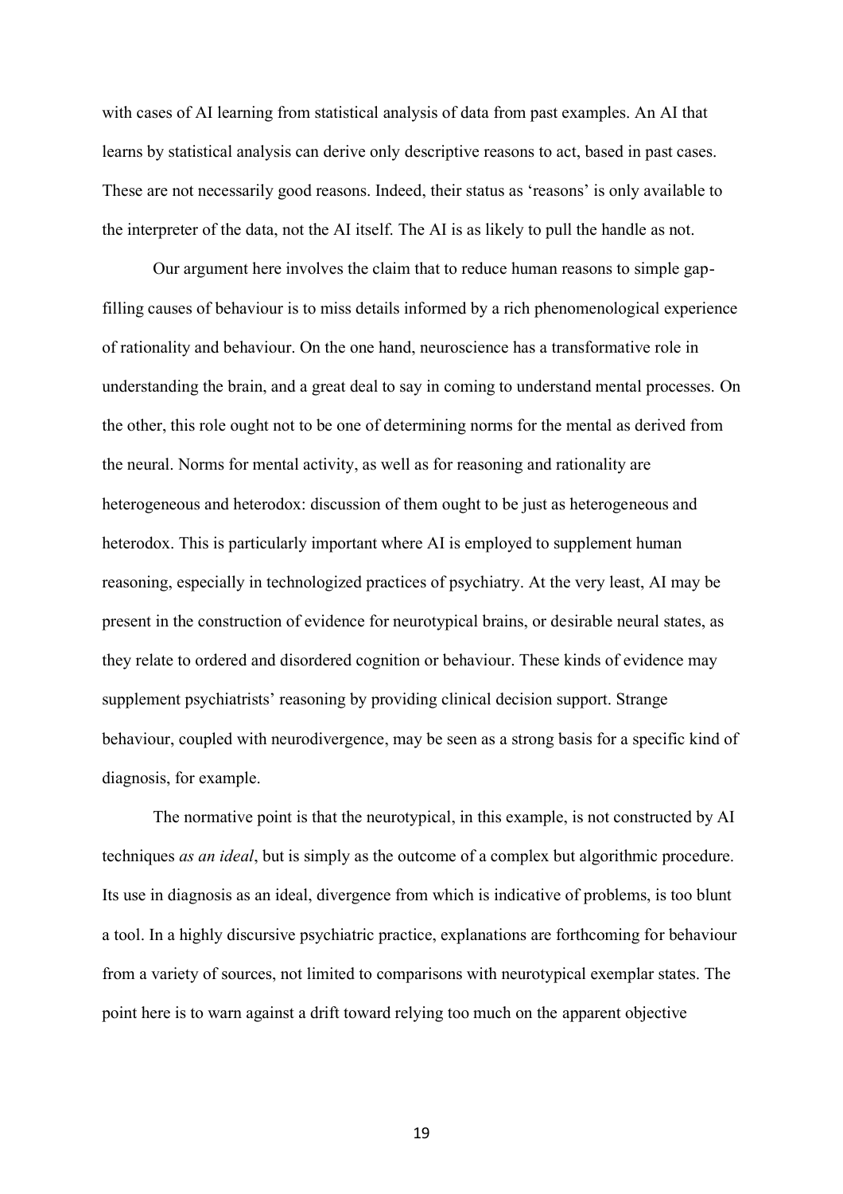with cases of AI learning from statistical analysis of data from past examples. An AI that learns by statistical analysis can derive only descriptive reasons to act, based in past cases. These are not necessarily good reasons. Indeed, their status as 'reasons' is only available to the interpreter of the data, not the AI itself. The AI is as likely to pull the handle as not.

Our argument here involves the claim that to reduce human reasons to simple gap-filling causes of behaviour is to miss details informed by a rich phenomenological experience of rationality and behaviour. On the one hand, neuroscience has a transformative role in understanding the brain, and a great deal to say in coming to understand mental processes. On the other, this role ought not to be one of determining norms for the mental as derived from the neural. Norms for mental activity, as well as for reasoning and rationality are heterogeneous and heterodox: discussion of them ought to be just as heterogeneous and heterodox. This is particularly important where AI is employed to supplement human reasoning, especially in technologized practices of psychiatry. At the very least, AI may be present in the construction of evidence for neurotypical brains, or desirable neural states, as they relate to ordered and disordered cognition or behaviour. These kinds of evidence may supplement psychiatrists' reasoning by providing clinical decision support. Strange behaviour, coupled with neurodivergence, may be seen as a strong basis for a specific kind of diagnosis, for example.

The normative point is that the neurotypical, in this example, is not constructed by AI techniques *as an ideal*, but is simply as the outcome of a complex but algorithmic procedure. Its use in diagnosis as an ideal, divergence from which is indicative of problems, is too blunt a tool. In a highly discursive psychiatric practice, explanations are forthcoming for behaviour from a variety of sources, not limited to comparisons with neurotypical exemplar states. The point here is to warn against a drift toward relying too much on the apparent objective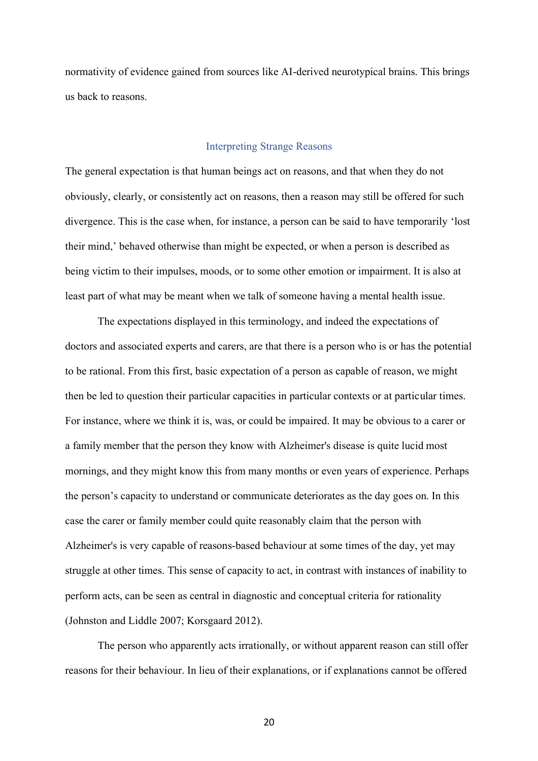normativity of evidence gained from sources like AI-derived neurotypical brains. This brings us back to reasons.

## Interpreting Strange Reasons

The general expectation is that human beings act on reasons, and that when they do not obviously, clearly, or consistently act on reasons, then a reason may still be offered for such divergence. This is the case when, for instance, a person can be said to have temporarily 'lost their mind,' behaved otherwise than might be expected, or when a person is described as being victim to their impulses, moods, or to some other emotion or impairment. It is also at least part of what may be meant when we talk of someone having a mental health issue.

The expectations displayed in this terminology, and indeed the expectations of doctors and associated experts and carers, are that there is a person who is or has the potential to be rational. From this first, basic expectation of a person as capable of reason, we might then be led to question their particular capacities in particular contexts or at particular times. For instance, where we think it is, was, or could be impaired. It may be obvious to a carer or a family member that the person they know with Alzheimer's disease is quite lucid most mornings, and they might know this from many months or even years of experience. Perhaps the person's capacity to understand or communicate deteriorates as the day goes on. In this case the carer or family member could quite reasonably claim that the person with Alzheimer's is very capable of reasons-based behaviour at some times of the day, yet may struggle at other times. This sense of capacity to act, in contrast with instances of inability to perform acts, can be seen as central in diagnostic and conceptual criteria for rationality (Johnston and Liddle 2007; Korsgaard 2012).

The person who apparently acts irrationally, or without apparent reason can still offer reasons for their behaviour. In lieu of their explanations, or if explanations cannot be offered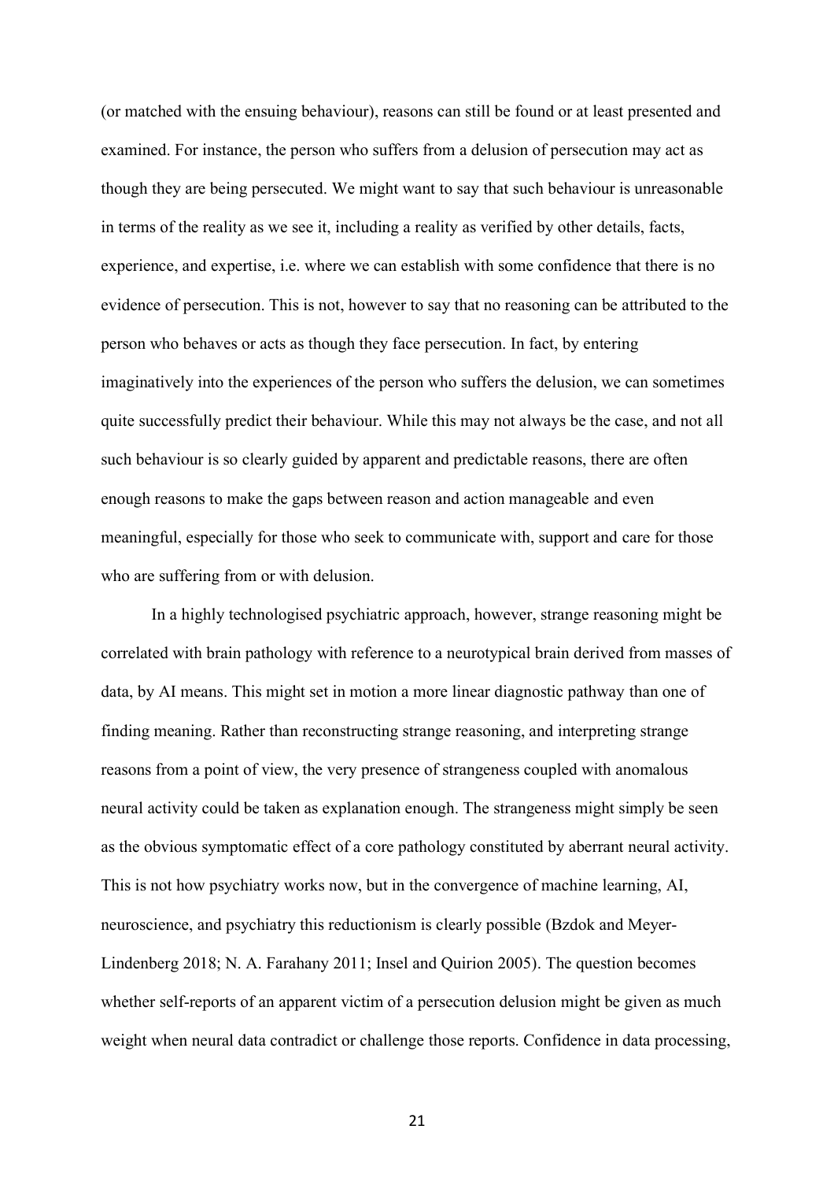(or matched with the ensuing behaviour), reasons can still be found or at least presented and examined. For instance, the person who suffers from a delusion of persecution may act as though they are being persecuted. We might want to say that such behaviour is unreasonable in terms of the reality as we see it, including a reality as verified by other details, facts, experience, and expertise, i.e. where we can establish with some confidence that there is no evidence of persecution. This is not, however to say that no reasoning can be attributed to the person who behaves or acts as though they face persecution. In fact, by entering imaginatively into the experiences of the person who suffers the delusion, we can sometimes quite successfully predict their behaviour. While this may not always be the case, and not all such behaviour is so clearly guided by apparent and predictable reasons, there are often enough reasons to make the gaps between reason and action manageable and even meaningful, especially for those who seek to communicate with, support and care for those who are suffering from or with delusion.

In a highly technologised psychiatric approach, however, strange reasoning might be correlated with brain pathology with reference to a neurotypical brain derived from masses of data, by AI means. This might set in motion a more linear diagnostic pathway than one of finding meaning. Rather than reconstructing strange reasoning, and interpreting strange reasons from a point of view, the very presence of strangeness coupled with anomalous neural activity could be taken as explanation enough. The strangeness might simply be seen as the obvious symptomatic effect of a core pathology constituted by aberrant neural activity. This is not how psychiatry works now, but in the convergence of machine learning, AI, neuroscience, and psychiatry this reductionism is clearly possible (Bzdok and Meyer-Lindenberg 2018; N. A. Farahany 2011; Insel and Quirion 2005). The question becomes whether self-reports of an apparent victim of a persecution delusion might be given as much weight when neural data contradict or challenge those reports. Confidence in data processing,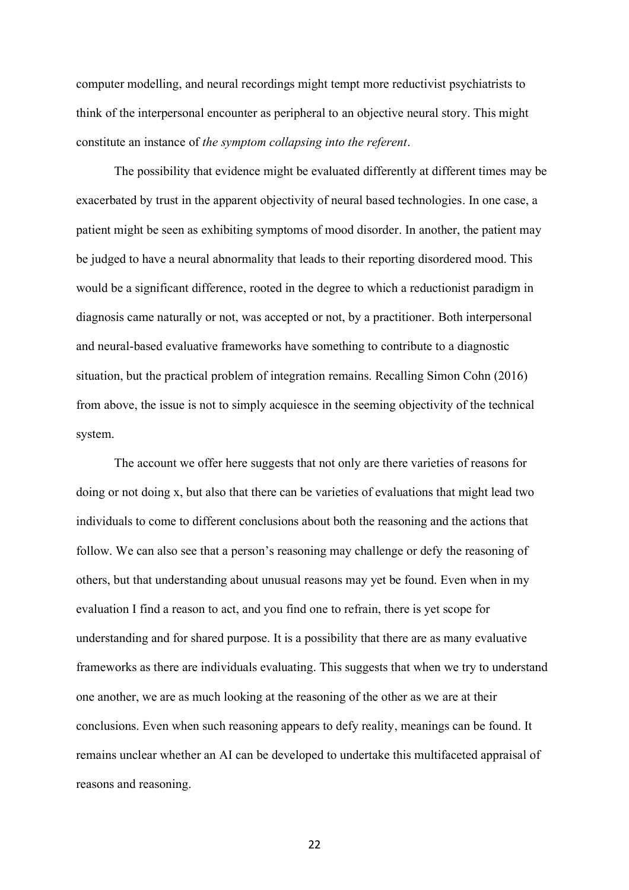computer modelling, and neural recordings might tempt more reductivist psychiatrists to think of the interpersonal encounter as peripheral to an objective neural story. This might constitute an instance of *the symptom collapsing into the referent*.

The possibility that evidence might be evaluated differently at different times may be exacerbated by trust in the apparent objectivity of neural based technologies. In one case, a patient might be seen as exhibiting symptoms of mood disorder. In another, the patient may be judged to have a neural abnormality that leads to their reporting disordered mood. This would be a significant difference, rooted in the degree to which a reductionist paradigm in diagnosis came naturally or not, was accepted or not, by a practitioner. Both interpersonal and neural-based evaluative frameworks have something to contribute to a diagnostic situation, but the practical problem of integration remains. Recalling Simon Cohn (2016) from above, the issue is not to simply acquiesce in the seeming objectivity of the technical system.

The account we offer here suggests that not only are there varieties of reasons for doing or not doing x, but also that there can be varieties of evaluations that might lead two individuals to come to different conclusions about both the reasoning and the actions that follow. We can also see that a person's reasoning may challenge or defy the reasoning of others, but that understanding about unusual reasons may yet be found. Even when in my evaluation I find a reason to act, and you find one to refrain, there is yet scope for understanding and for shared purpose. It is a possibility that there are as many evaluative frameworks as there are individuals evaluating. This suggests that when we try to understand one another, we are as much looking at the reasoning of the other as we are at their conclusions. Even when such reasoning appears to defy reality, meanings can be found. It remains unclear whether an AI can be developed to undertake this multifaceted appraisal of reasons and reasoning.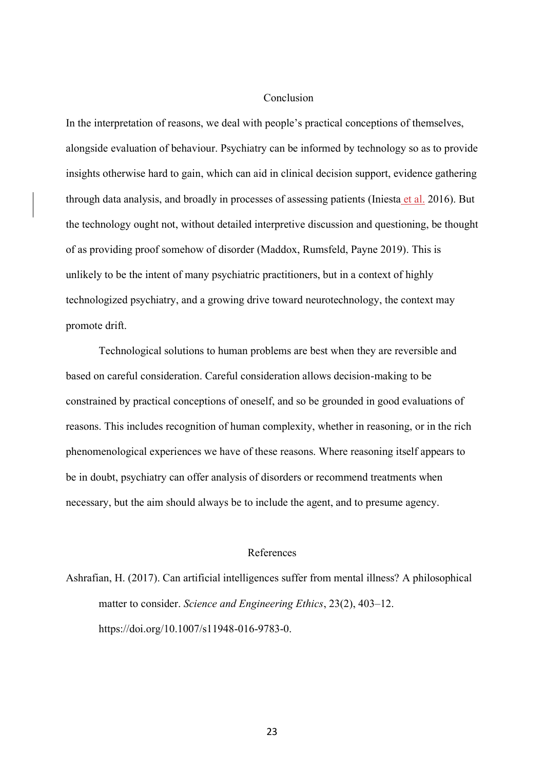## Conclusion

In the interpretation of reasons, we deal with people's practical conceptions of themselves, alongside evaluation of behaviour. Psychiatry can be informed by technology so as to provide insights otherwise hard to gain, which can aid in clinical decision support, evidence gathering through data analysis, and broadly in processes of assessing patients (Iniesta et al. 2016). But the technology ought not, without detailed interpretive discussion and questioning, be thought of as providing proof somehow of disorder (Maddox, Rumsfeld, Payne 2019). This is unlikely to be the intent of many psychiatric practitioners, but in a context of highly technologized psychiatry, and a growing drive toward neurotechnology, the context may promote drift.

Technological solutions to human problems are best when they are reversible and based on careful consideration. Careful consideration allows decision-making to be constrained by practical conceptions of oneself, and so be grounded in good evaluations of reasons. This includes recognition of human complexity, whether in reasoning, or in the rich phenomenological experiences we have of these reasons. Where reasoning itself appears to be in doubt, psychiatry can offer analysis of disorders or recommend treatments when necessary, but the aim should always be to include the agent, and to presume agency.

## References

Ashrafian, H. (2017). Can artificial intelligences suffer from mental illness? A philosophical matter to consider. *Science and Engineering Ethics*, 23(2), 403–12. https://doi.org/10.1007/s11948-016-9783-0.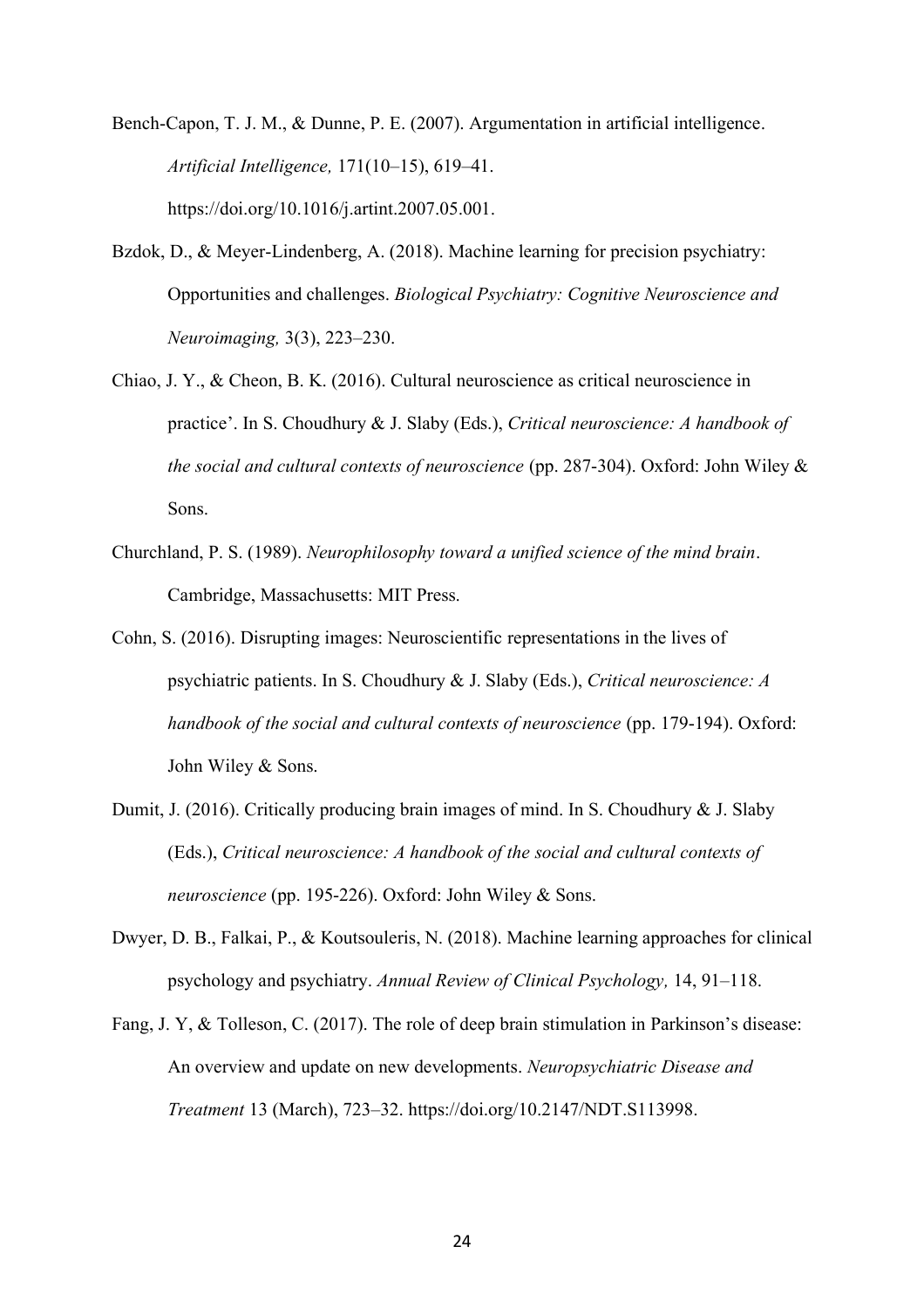Bench-Capon, T. J. M., & Dunne, P. E. (2007). Argumentation in artificial intelligence. *Artificial Intelligence,* 171(10–15), 619–41. https://doi.org/10.1016/j.artint.2007.05.001.

Bzdok, D., & Meyer-Lindenberg, A. (2018). Machine learning for precision psychiatry: Opportunities and challenges. *Biological Psychiatry: Cognitive Neuroscience and Neuroimaging,* 3(3), 223–230.

Chiao, J. Y., & Cheon, B. K. (2016). Cultural neuroscience as critical neuroscience in practice'. In S. Choudhury & J. Slaby (Eds.), *Critical neuroscience: A handbook of the social and cultural contexts of neuroscience* (pp. 287-304). Oxford: John Wiley & Sons.

Churchland, P. S. (1989). *Neurophilosophy toward a unified science of the mind brain*. Cambridge, Massachusetts: MIT Press.

Cohn, S. (2016). Disrupting images: Neuroscientific representations in the lives of psychiatric patients. In S. Choudhury & J. Slaby (Eds.), *Critical neuroscience: A handbook of the social and cultural contexts of neuroscience* (pp. 179-194). Oxford: John Wiley & Sons.

Dumit, J. (2016). Critically producing brain images of mind. In S. Choudhury & J. Slaby (Eds.), *Critical neuroscience: A handbook of the social and cultural contexts of neuroscience* (pp. 195-226). Oxford: John Wiley & Sons.

Dwyer, D. B., Falkai, P., & Koutsouleris, N. (2018). Machine learning approaches for clinical psychology and psychiatry. *Annual Review of Clinical Psychology,* 14, 91–118.

Fang, J. Y, & Tolleson, C. (2017). The role of deep brain stimulation in Parkinson's disease: An overview and update on new developments. *Neuropsychiatric Disease and Treatment* 13 (March), 723–32. https://doi.org/10.2147/NDT.S113998.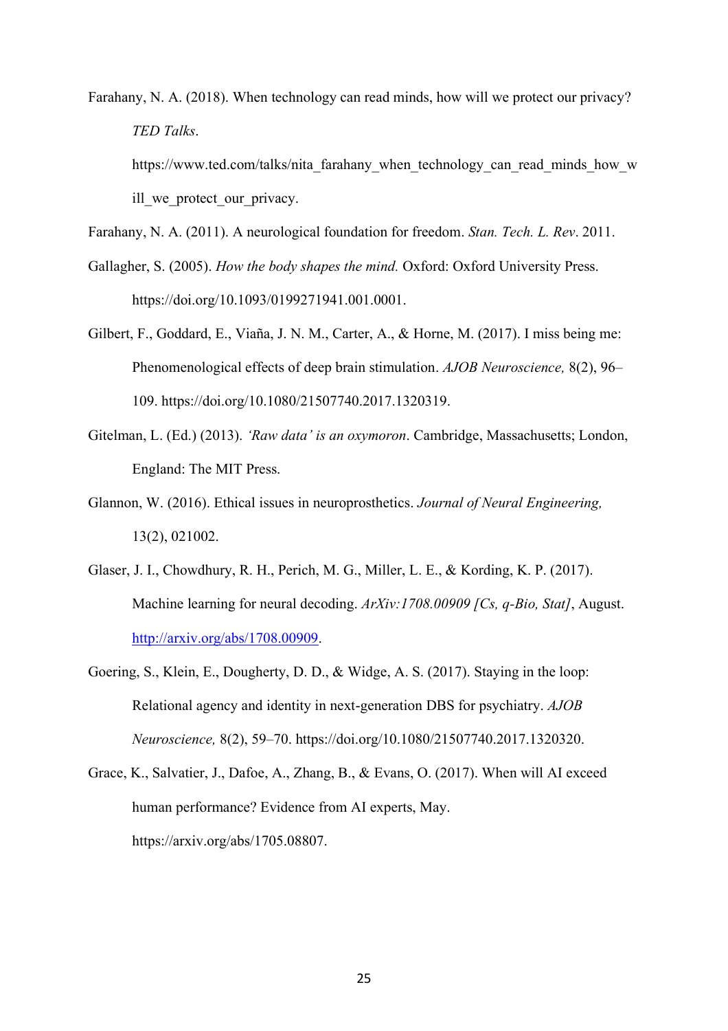Farahany, N. A. (2018). When technology can read minds, how will we protect our privacy? *TED Talks*. https://www.ted.com/talks/nita_farahany_when_technology_can_read_minds_how_will_we_protect_our_privacy.

Farahany, N. A. (2011). A neurological foundation for freedom. *Stan. Tech. L. Rev*. 2011.

Gallagher, S. (2005). *How the body shapes the mind.* Oxford: Oxford University Press. https://doi.org/10.1093/0199271941.001.0001.

Gilbert, F., Goddard, E., Viaña, J. N. M., Carter, A., & Horne, M. (2017). I miss being me: Phenomenological effects of deep brain stimulation. *AJOB Neuroscience,* 8(2), 96–109. https://doi.org/10.1080/21507740.2017.1320319.

Gitelman, L. (Ed.) (2013). *'Raw data' is an oxymoron*. Cambridge, Massachusetts; London, England: The MIT Press.

Glannon, W. (2016). Ethical issues in neuroprosthetics. *Journal of Neural Engineering,* 13(2), 021002.

Glaser, J. I., Chowdhury, R. H., Perich, M. G., Miller, L. E., & Kording, K. P. (2017). Machine learning for neural decoding. *ArXiv:1708.00909 [Cs, q-Bio, Stat]*, August. http://arxiv.org/abs/1708.00909.

Goering, S., Klein, E., Dougherty, D. D., & Widge, A. S. (2017). Staying in the loop: Relational agency and identity in next-generation DBS for psychiatry. *AJOB Neuroscience,* 8(2), 59–70. https://doi.org/10.1080/21507740.2017.1320320.

Grace, K., Salvatier, J., Dafoe, A., Zhang, B., & Evans, O. (2017). When will AI exceed human performance? Evidence from AI experts, May. https://arxiv.org/abs/1705.08807.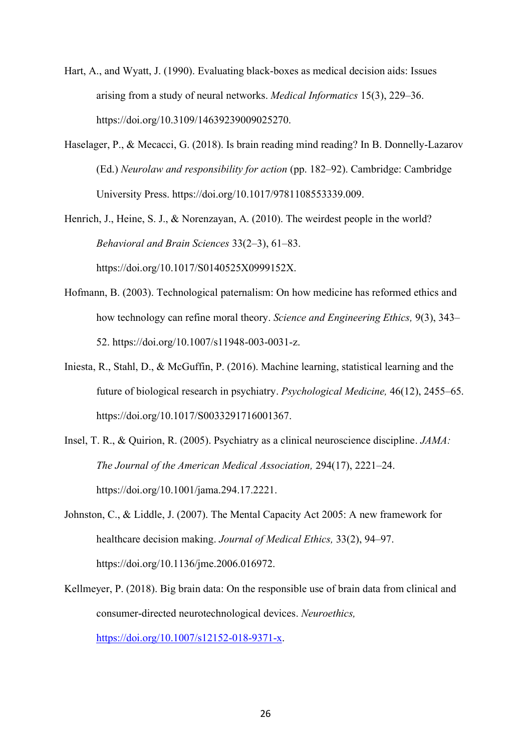Hart, A., and Wyatt, J. (1990). Evaluating black-boxes as medical decision aids: Issues arising from a study of neural networks. *Medical Informatics* 15(3), 229–36. https://doi.org/10.3109/14639239009025270.

Haselager, P., & Mecacci, G. (2018). Is brain reading mind reading? In B. Donnelly-Lazarov (Ed.) *Neurolaw and responsibility for action* (pp. 182–92). Cambridge: Cambridge University Press. https://doi.org/10.1017/9781108553339.009.

Henrich, J., Heine, S. J., & Norenzayan, A. (2010). The weirdest people in the world? *Behavioral and Brain Sciences* 33(2–3), 61–83. https://doi.org/10.1017/S0140525X0999152X.

Hofmann, B. (2003). Technological paternalism: On how medicine has reformed ethics and how technology can refine moral theory. *Science and Engineering Ethics,* 9(3), 343–52. https://doi.org/10.1007/s11948-003-0031-z.

Iniesta, R., Stahl, D., & McGuffin, P. (2016). Machine learning, statistical learning and the future of biological research in psychiatry. *Psychological Medicine,* 46(12), 2455–65. https://doi.org/10.1017/S0033291716001367.

Insel, T. R., & Quirion, R. (2005). Psychiatry as a clinical neuroscience discipline. *JAMA: The Journal of the American Medical Association,* 294(17), 2221–24. https://doi.org/10.1001/jama.294.17.2221.

Johnston, C., & Liddle, J. (2007). The Mental Capacity Act 2005: A new framework for healthcare decision making. *Journal of Medical Ethics,* 33(2), 94–97. https://doi.org/10.1136/jme.2006.016972.

Kellmeyer, P. (2018). Big brain data: On the responsible use of brain data from clinical and consumer-directed neurotechnological devices. *Neuroethics,* https://doi.org/10.1007/s12152-018-9371-x.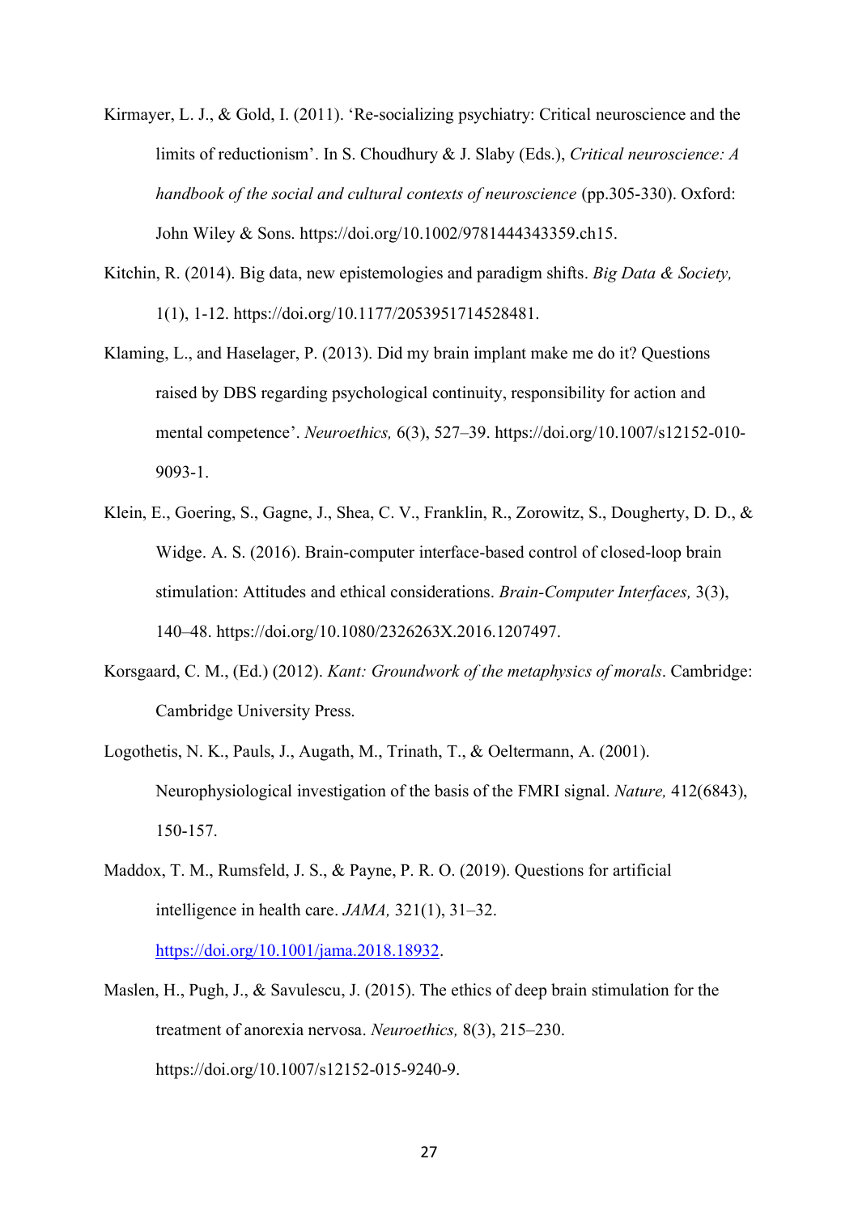Kirmayer, L. J., & Gold, I. (2011). 'Re-socializing psychiatry: Critical neuroscience and the limits of reductionism'. In S. Choudhury & J. Slaby (Eds.), *Critical neuroscience: A handbook of the social and cultural contexts of neuroscience* (pp.305-330). Oxford: John Wiley & Sons. https://doi.org/10.1002/9781444343359.ch15.

Kitchin, R. (2014). Big data, new epistemologies and paradigm shifts. *Big Data & Society,* 1(1), 1-12. https://doi.org/10.1177/2053951714528481.

Klaming, L., and Haselager, P. (2013). Did my brain implant make me do it? Questions raised by DBS regarding psychological continuity, responsibility for action and mental competence'. *Neuroethics,* 6(3), 527–39. https://doi.org/10.1007/s12152-010-9093-1.

Klein, E., Goering, S., Gagne, J., Shea, C. V., Franklin, R., Zorowitz, S., Dougherty, D. D., & Widge. A. S. (2016). Brain-computer interface-based control of closed-loop brain stimulation: Attitudes and ethical considerations. *Brain-Computer Interfaces,* 3(3), 140–48. https://doi.org/10.1080/2326263X.2016.1207497.

Korsgaard, C. M., (Ed.) (2012). *Kant: Groundwork of the metaphysics of morals*. Cambridge: Cambridge University Press.

Logothetis, N. K., Pauls, J., Augath, M., Trinath, T., & Oeltermann, A. (2001). Neurophysiological investigation of the basis of the FMRI signal. *Nature,* 412(6843), 150-157.

Maddox, T. M., Rumsfeld, J. S., & Payne, P. R. O. (2019). Questions for artificial intelligence in health care. *JAMA,* 321(1), 31–32. https://doi.org/10.1001/jama.2018.18932.

Maslen, H., Pugh, J., & Savulescu, J. (2015). The ethics of deep brain stimulation for the treatment of anorexia nervosa. *Neuroethics,* 8(3), 215–230. https://doi.org/10.1007/s12152-015-9240-9.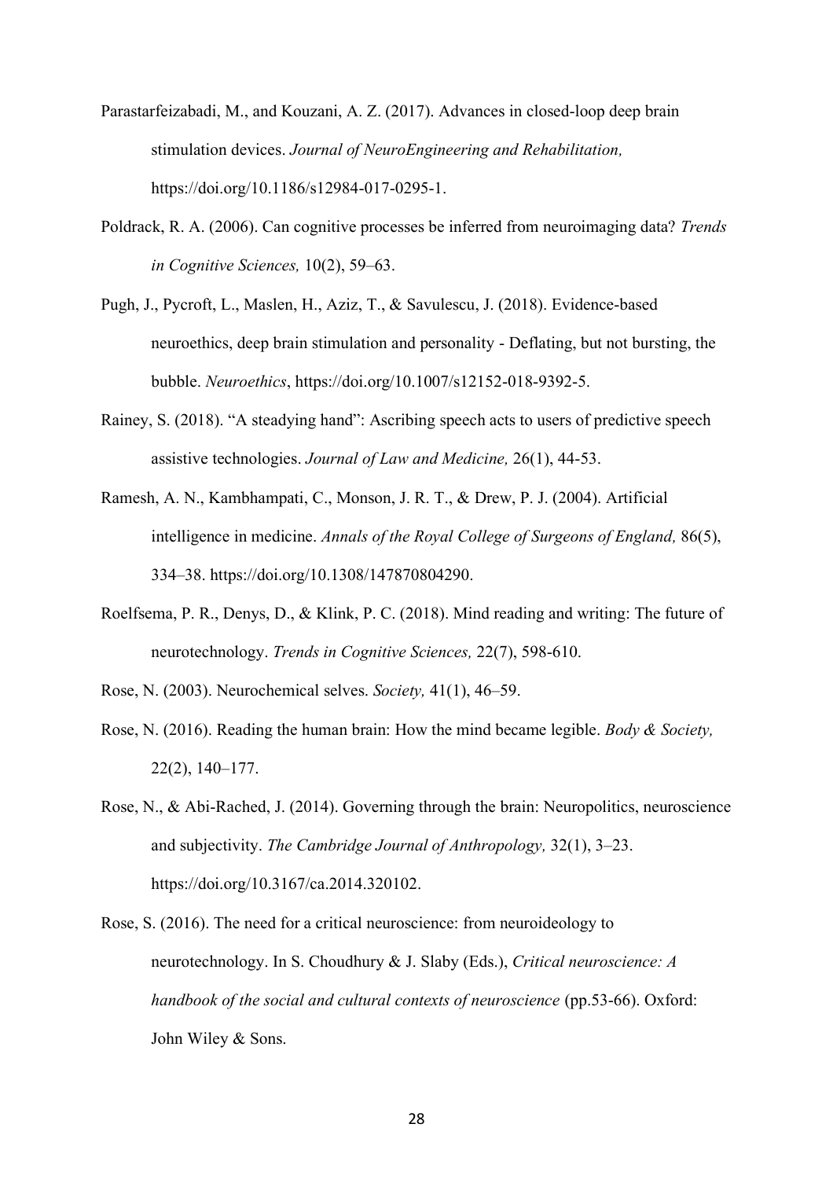Parastarfeizabadi, M., and Kouzani, A. Z. (2017). Advances in closed-loop deep brain stimulation devices. *Journal of NeuroEngineering and Rehabilitation,* https://doi.org/10.1186/s12984-017-0295-1.

Poldrack, R. A. (2006). Can cognitive processes be inferred from neuroimaging data? *Trends in Cognitive Sciences,* 10(2), 59–63.

Pugh, J., Pycroft, L., Maslen, H., Aziz, T., & Savulescu, J. (2018). Evidence-based neuroethics, deep brain stimulation and personality - Deflating, but not bursting, the bubble. *Neuroethics*, https://doi.org/10.1007/s12152-018-9392-5.

Rainey, S. (2018). "A steadying hand": Ascribing speech acts to users of predictive speech assistive technologies. *Journal of Law and Medicine,* 26(1), 44-53.

Ramesh, A. N., Kambhampati, C., Monson, J. R. T., & Drew, P. J. (2004). Artificial intelligence in medicine. *Annals of the Royal College of Surgeons of England,* 86(5), 334–38. https://doi.org/10.1308/147870804290.

Roelfsema, P. R., Denys, D., & Klink, P. C. (2018). Mind reading and writing: The future of neurotechnology. *Trends in Cognitive Sciences,* 22(7), 598-610.

Rose, N. (2003). Neurochemical selves. *Society,* 41(1), 46–59.

Rose, N. (2016). Reading the human brain: How the mind became legible. *Body & Society,* 22(2), 140–177.

Rose, N., & Abi-Rached, J. (2014). Governing through the brain: Neuropolitics, neuroscience and subjectivity. *The Cambridge Journal of Anthropology,* 32(1), 3–23. https://doi.org/10.3167/ca.2014.320102.

Rose, S. (2016). The need for a critical neuroscience: from neuroideology to neurotechnology. In S. Choudhury & J. Slaby (Eds.), *Critical neuroscience: A handbook of the social and cultural contexts of neuroscience* (pp.53-66). Oxford: John Wiley & Sons.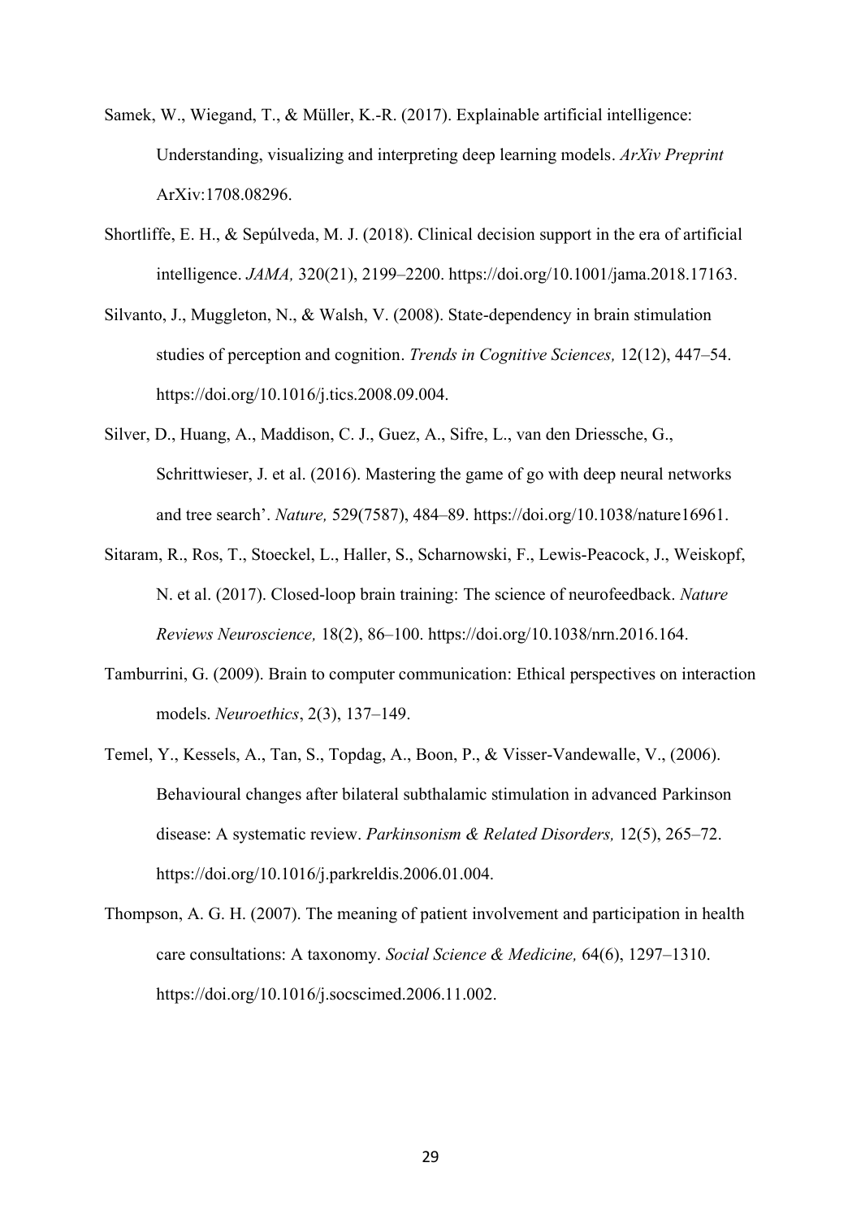Samek, W., Wiegand, T., & Müller, K.-R. (2017). Explainable artificial intelligence: Understanding, visualizing and interpreting deep learning models. *ArXiv Preprint* ArXiv:1708.08296.

Shortliffe, E. H., & Sepúlveda, M. J. (2018). Clinical decision support in the era of artificial intelligence. *JAMA,* 320(21), 2199–2200. https://doi.org/10.1001/jama.2018.17163.

Silvanto, J., Muggleton, N., & Walsh, V. (2008). State-dependency in brain stimulation studies of perception and cognition. *Trends in Cognitive Sciences,* 12(12), 447–54. https://doi.org/10.1016/j.tics.2008.09.004.

Silver, D., Huang, A., Maddison, C. J., Guez, A., Sifre, L., van den Driessche, G., Schrittwieser, J. et al. (2016). Mastering the game of go with deep neural networks and tree search'. *Nature,* 529(7587), 484–89. https://doi.org/10.1038/nature16961.

Sitaram, R., Ros, T., Stoeckel, L., Haller, S., Scharnowski, F., Lewis-Peacock, J., Weiskopf, N. et al. (2017). Closed-loop brain training: The science of neurofeedback. *Nature Reviews Neuroscience,* 18(2), 86–100. https://doi.org/10.1038/nrn.2016.164.

Tamburrini, G. (2009). Brain to computer communication: Ethical perspectives on interaction models. *Neuroethics*, 2(3), 137–149.

Temel, Y., Kessels, A., Tan, S., Topdag, A., Boon, P., & Visser-Vandewalle, V., (2006). Behavioural changes after bilateral subthalamic stimulation in advanced Parkinson disease: A systematic review. *Parkinsonism & Related Disorders,* 12(5), 265–72. https://doi.org/10.1016/j.parkreldis.2006.01.004.

Thompson, A. G. H. (2007). The meaning of patient involvement and participation in health care consultations: A taxonomy. *Social Science & Medicine,* 64(6), 1297–1310. https://doi.org/10.1016/j.socscimed.2006.11.002.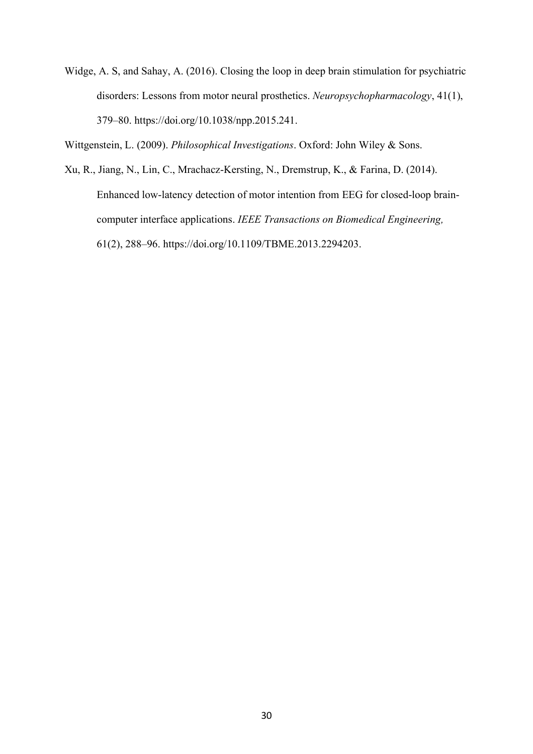Widge, A. S, and Sahay, A. (2016). Closing the loop in deep brain stimulation for psychiatric disorders: Lessons from motor neural prosthetics. *Neuropsychopharmacology*, 41(1), 379–80. https://doi.org/10.1038/npp.2015.241.

Wittgenstein, L. (2009). *Philosophical Investigations*. Oxford: John Wiley & Sons.

Xu, R., Jiang, N., Lin, C., Mrachacz-Kersting, N., Dremstrup, K., & Farina, D. (2014). Enhanced low-latency detection of motor intention from EEG for closed-loop brain-computer interface applications. *IEEE Transactions on Biomedical Engineering,* 61(2), 288–96. https://doi.org/10.1109/TBME.2013.2294203.